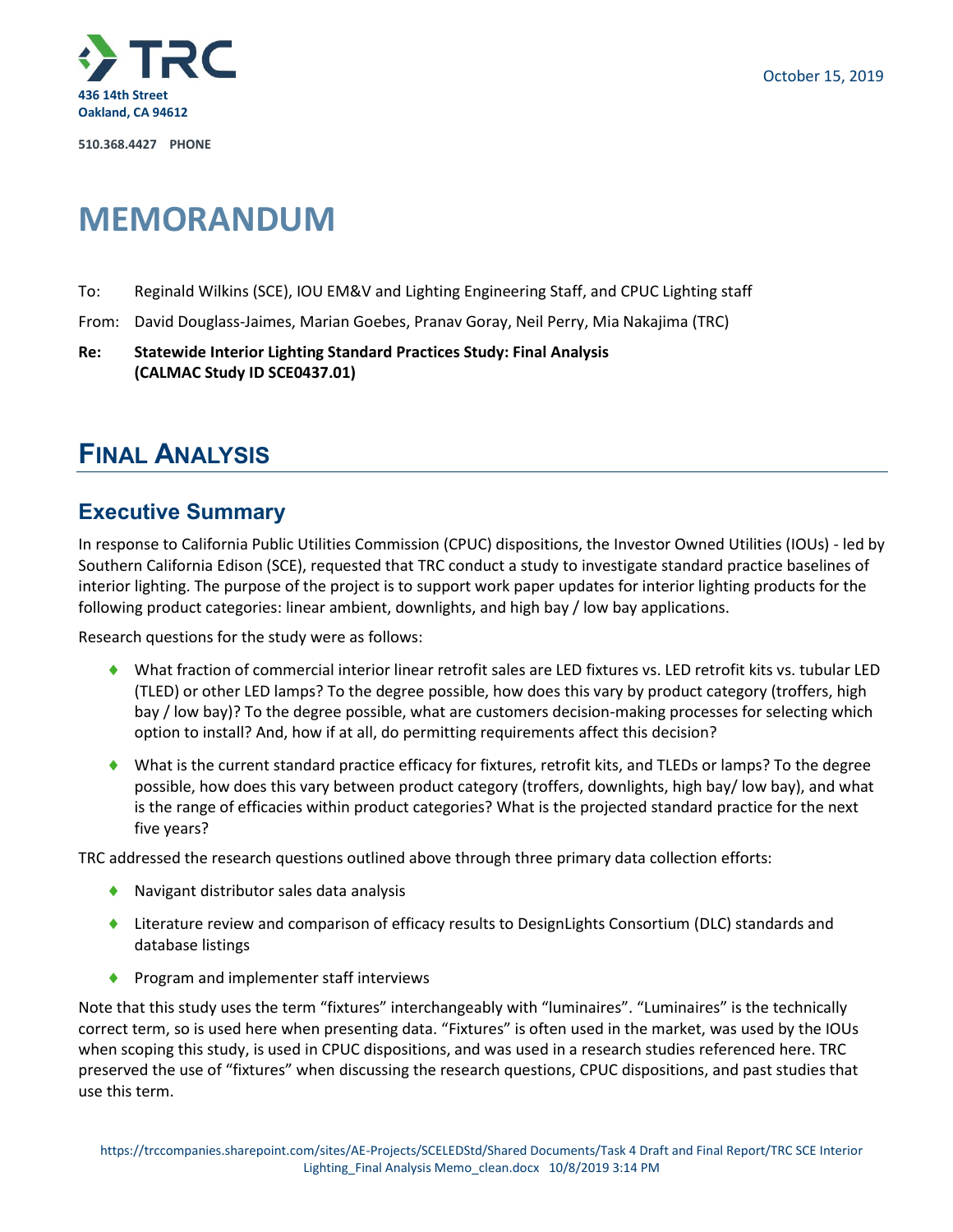436 14th Street
Oakland, CA 94612

510.368.4427 PHONE

October 15, 2019

# MEMORANDUM

To: Reginald Wilkins (SCE), IOU EM&V and Lighting Engineering Staff, and CPUC Lighting staff

From: David Douglass-Jaimes, Marian Goebes, Pranav Goray, Neil Perry, Mia Nakajima (TRC)

**Re: Statewide Interior Lighting Standard Practices Study: Final Analysis (CALMAC Study ID SCE0437.01)**

# FINAL ANALYSIS

## Executive Summary

In response to California Public Utilities Commission (CPUC) dispositions, the Investor Owned Utilities (IOUs) - led by Southern California Edison (SCE), requested that TRC conduct a study to investigate standard practice baselines of interior lighting. The purpose of the project is to support work paper updates for interior lighting products for the following product categories: linear ambient, downlights, and high bay / low bay applications.

Research questions for the study were as follows:

- What fraction of commercial interior linear retrofit sales are LED fixtures vs. LED retrofit kits vs. tubular LED (TLED) or other LED lamps? To the degree possible, how does this vary by product category (troffers, high bay / low bay)? To the degree possible, what are customers decision-making processes for selecting which option to install? And, how if at all, do permitting requirements affect this decision?
- What is the current standard practice efficacy for fixtures, retrofit kits, and TLEDs or lamps? To the degree possible, how does this vary between product category (troffers, downlights, high bay/ low bay), and what is the range of efficacies within product categories? What is the projected standard practice for the next five years?

TRC addressed the research questions outlined above through three primary data collection efforts:

- Navigant distributor sales data analysis
- Literature review and comparison of efficacy results to DesignLights Consortium (DLC) standards and database listings
- Program and implementer staff interviews

Note that this study uses the term "fixtures" interchangeably with "luminaires". "Luminaires" is the technically correct term, so is used here when presenting data. "Fixtures" is often used in the market, was used by the IOUs when scoping this study, is used in CPUC dispositions, and was used in a research studies referenced here. TRC preserved the use of "fixtures" when discussing the research questions, CPUC dispositions, and past studies that use this term.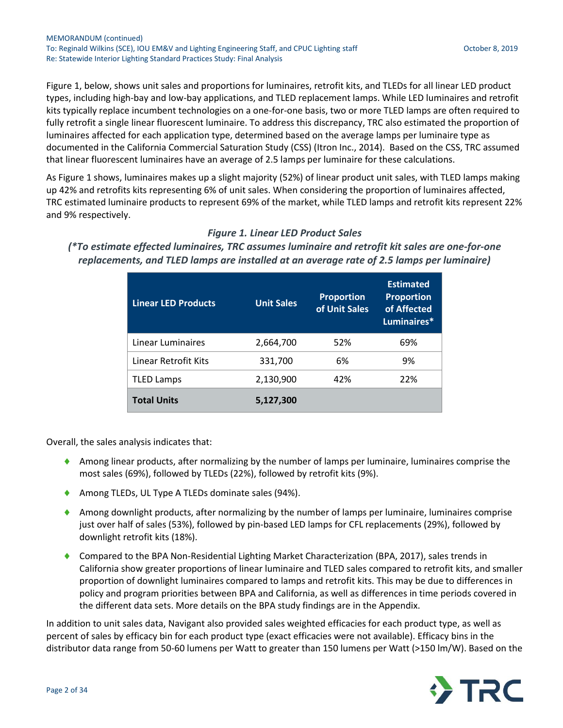Figure 1, below, shows unit sales and proportions for luminaires, retrofit kits, and TLEDs for all linear LED product types, including high-bay and low-bay applications, and TLED replacement lamps. While LED luminaires and retrofit kits typically replace incumbent technologies on a one-for-one basis, two or more TLED lamps are often required to fully retrofit a single linear fluorescent luminaire. To address this discrepancy, TRC also estimated the proportion of luminaires affected for each application type, determined based on the average lamps per luminaire type as documented in the California Commercial Saturation Study (CSS) (Itron Inc., 2014). Based on the CSS, TRC assumed that linear fluorescent luminaires have an average of 2.5 lamps per luminaire for these calculations.

As Figure 1 shows, luminaires makes up a slight majority (52%) of linear product unit sales, with TLED lamps making up 42% and retrofits kits representing 6% of unit sales. When considering the proportion of luminaires affected, TRC estimated luminaire products to represent 69% of the market, while TLED lamps and retrofit kits represent 22% and 9% respectively.

***Figure 1. Linear LED Product Sales***

***(*To estimate effected luminaires, TRC assumes luminaire and retrofit kit sales are one-for-one replacements, and TLED lamps are installed at an average rate of 2.5 lamps per luminaire)***

| Linear LED Products | Unit Sales | Proportion of Unit Sales | Estimated Proportion of Affected Luminaires* |
|---|---|---|---|
| Linear Luminaires | 2,664,700 | 52% | 69% |
| Linear Retrofit Kits | 331,700 | 6% | 9% |
| TLED Lamps | 2,130,900 | 42% | 22% |
| **Total Units** | **5,127,300** | | |

Overall, the sales analysis indicates that:

- Among linear products, after normalizing by the number of lamps per luminaire, luminaires comprise the most sales (69%), followed by TLEDs (22%), followed by retrofit kits (9%).
- Among TLEDs, UL Type A TLEDs dominate sales (94%).
- Among downlight products, after normalizing by the number of lamps per luminaire, luminaires comprise just over half of sales (53%), followed by pin-based LED lamps for CFL replacements (29%), followed by downlight retrofit kits (18%).
- Compared to the BPA Non-Residential Lighting Market Characterization (BPA, 2017), sales trends in California show greater proportions of linear luminaire and TLED sales compared to retrofit kits, and smaller proportion of downlight luminaires compared to lamps and retrofit kits. This may be due to differences in policy and program priorities between BPA and California, as well as differences in time periods covered in the different data sets. More details on the BPA study findings are in the Appendix.

In addition to unit sales data, Navigant also provided sales weighted efficacies for each product type, as well as percent of sales by efficacy bin for each product type (exact efficacies were not available). Efficacy bins in the distributor data range from 50-60 lumens per Watt to greater than 150 lumens per Watt (>150 lm/W). Based on the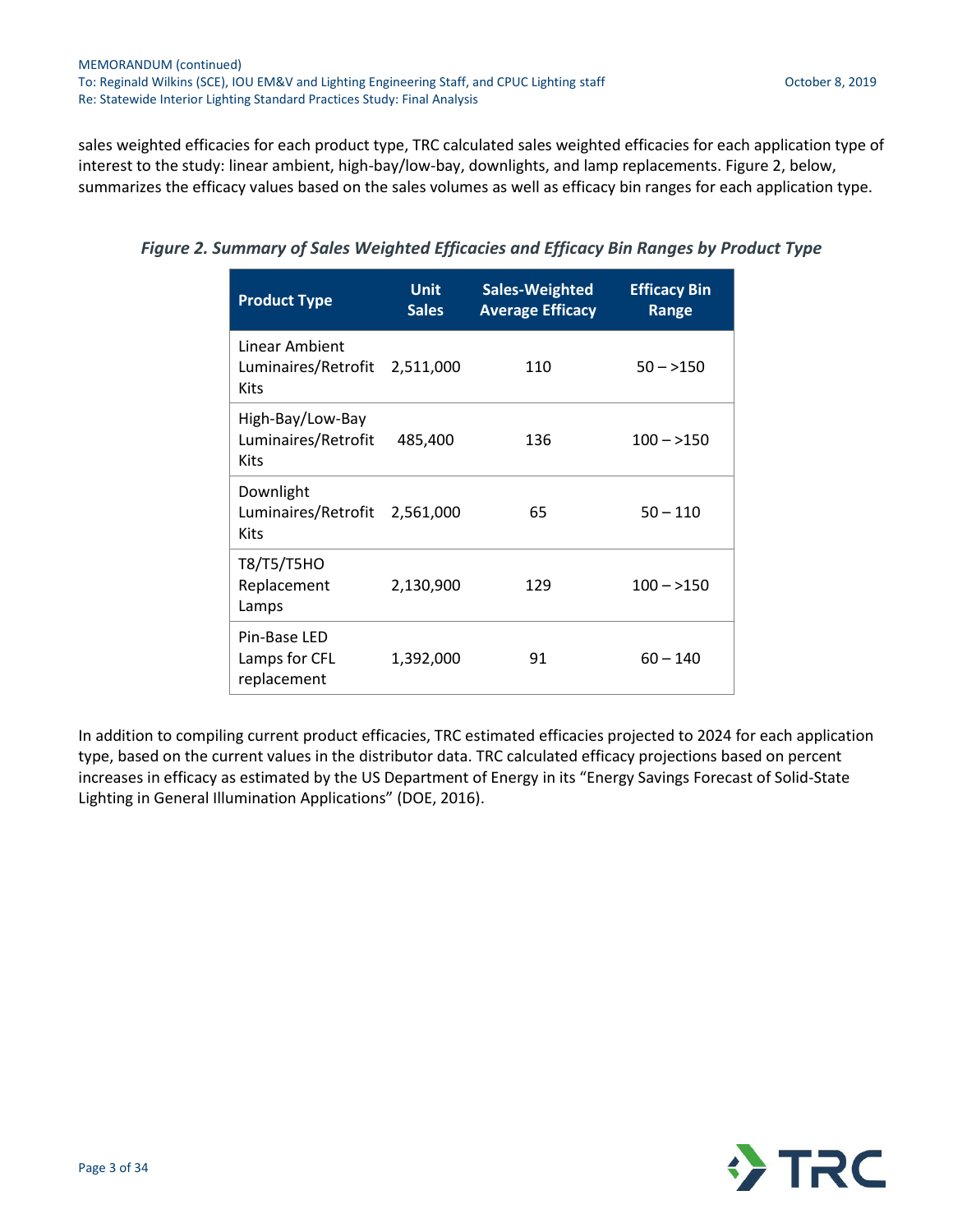sales weighted efficacies for each product type, TRC calculated sales weighted efficacies for each application type of interest to the study: linear ambient, high-bay/low-bay, downlights, and lamp replacements. Figure 2, below, summarizes the efficacy values based on the sales volumes as well as efficacy bin ranges for each application type.

*Figure 2. Summary of Sales Weighted Efficacies and Efficacy Bin Ranges by Product Type*

| Product Type | Unit Sales | Sales-Weighted Average Efficacy | Efficacy Bin Range |
|---|---|---|---|
| Linear Ambient Luminaires/Retrofit Kits | 2,511,000 | 110 | 50 – >150 |
| High-Bay/Low-Bay Luminaires/Retrofit Kits | 485,400 | 136 | 100 – >150 |
| Downlight Luminaires/Retrofit Kits | 2,561,000 | 65 | 50 – 110 |
| T8/T5/T5HO Replacement Lamps | 2,130,900 | 129 | 100 – >150 |
| Pin-Base LED Lamps for CFL replacement | 1,392,000 | 91 | 60 – 140 |

In addition to compiling current product efficacies, TRC estimated efficacies projected to 2024 for each application type, based on the current values in the distributor data. TRC calculated efficacy projections based on percent increases in efficacy as estimated by the US Department of Energy in its "Energy Savings Forecast of Solid-State Lighting in General Illumination Applications" (DOE, 2016).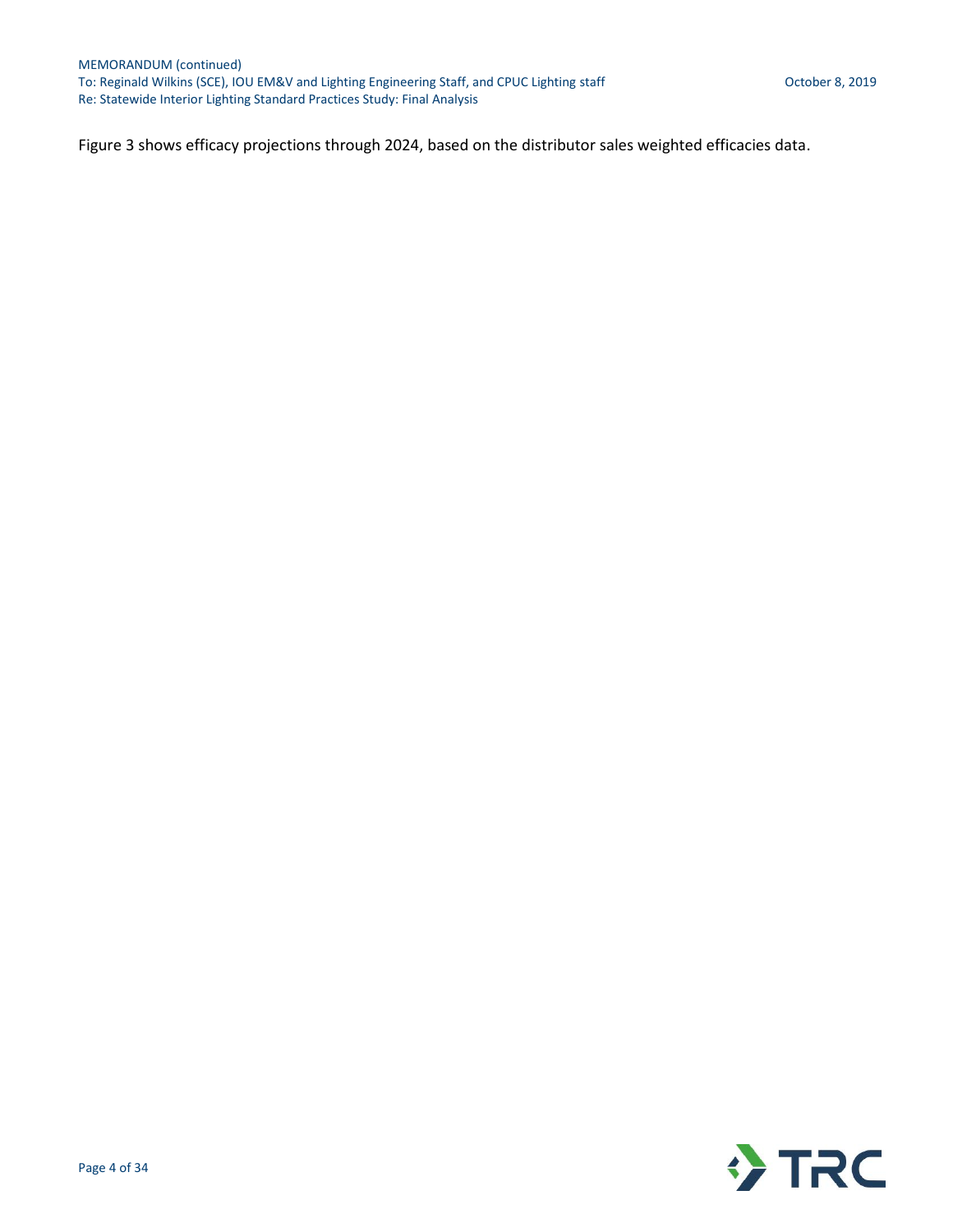Figure 3 shows efficacy projections through 2024, based on the distributor sales weighted efficacies data.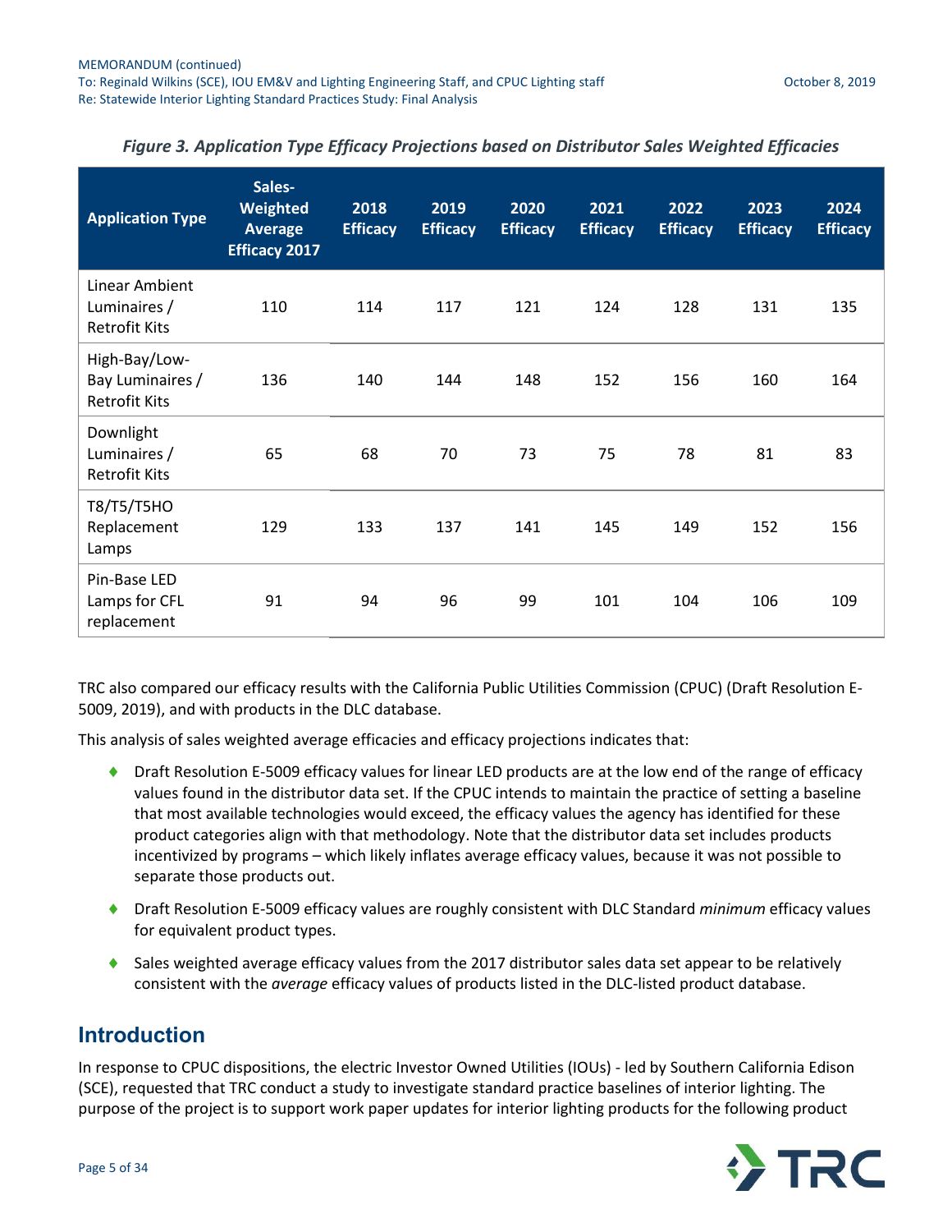*Figure 3. Application Type Efficacy Projections based on Distributor Sales Weighted Efficacies*

| Application Type | Sales-Weighted Average Efficacy 2017 | 2018 Efficacy | 2019 Efficacy | 2020 Efficacy | 2021 Efficacy | 2022 Efficacy | 2023 Efficacy | 2024 Efficacy |
|---|---|---|---|---|---|---|---|---|
| Linear Ambient Luminaires / Retrofit Kits | 110 | 114 | 117 | 121 | 124 | 128 | 131 | 135 |
| High-Bay/Low-Bay Luminaires / Retrofit Kits | 136 | 140 | 144 | 148 | 152 | 156 | 160 | 164 |
| Downlight Luminaires / Retrofit Kits | 65 | 68 | 70 | 73 | 75 | 78 | 81 | 83 |
| T8/T5/T5HO Replacement Lamps | 129 | 133 | 137 | 141 | 145 | 149 | 152 | 156 |
| Pin-Base LED Lamps for CFL replacement | 91 | 94 | 96 | 99 | 101 | 104 | 106 | 109 |

TRC also compared our efficacy results with the California Public Utilities Commission (CPUC) (Draft Resolution E-5009, 2019), and with products in the DLC database.

This analysis of sales weighted average efficacies and efficacy projections indicates that:

- Draft Resolution E-5009 efficacy values for linear LED products are at the low end of the range of efficacy values found in the distributor data set. If the CPUC intends to maintain the practice of setting a baseline that most available technologies would exceed, the efficacy values the agency has identified for these product categories align with that methodology. Note that the distributor data set includes products incentivized by programs – which likely inflates average efficacy values, because it was not possible to separate those products out.
- Draft Resolution E-5009 efficacy values are roughly consistent with DLC Standard *minimum* efficacy values for equivalent product types.
- Sales weighted average efficacy values from the 2017 distributor sales data set appear to be relatively consistent with the *average* efficacy values of products listed in the DLC-listed product database.

## Introduction

In response to CPUC dispositions, the electric Investor Owned Utilities (IOUs) - led by Southern California Edison (SCE), requested that TRC conduct a study to investigate standard practice baselines of interior lighting. The purpose of the project is to support work paper updates for interior lighting products for the following product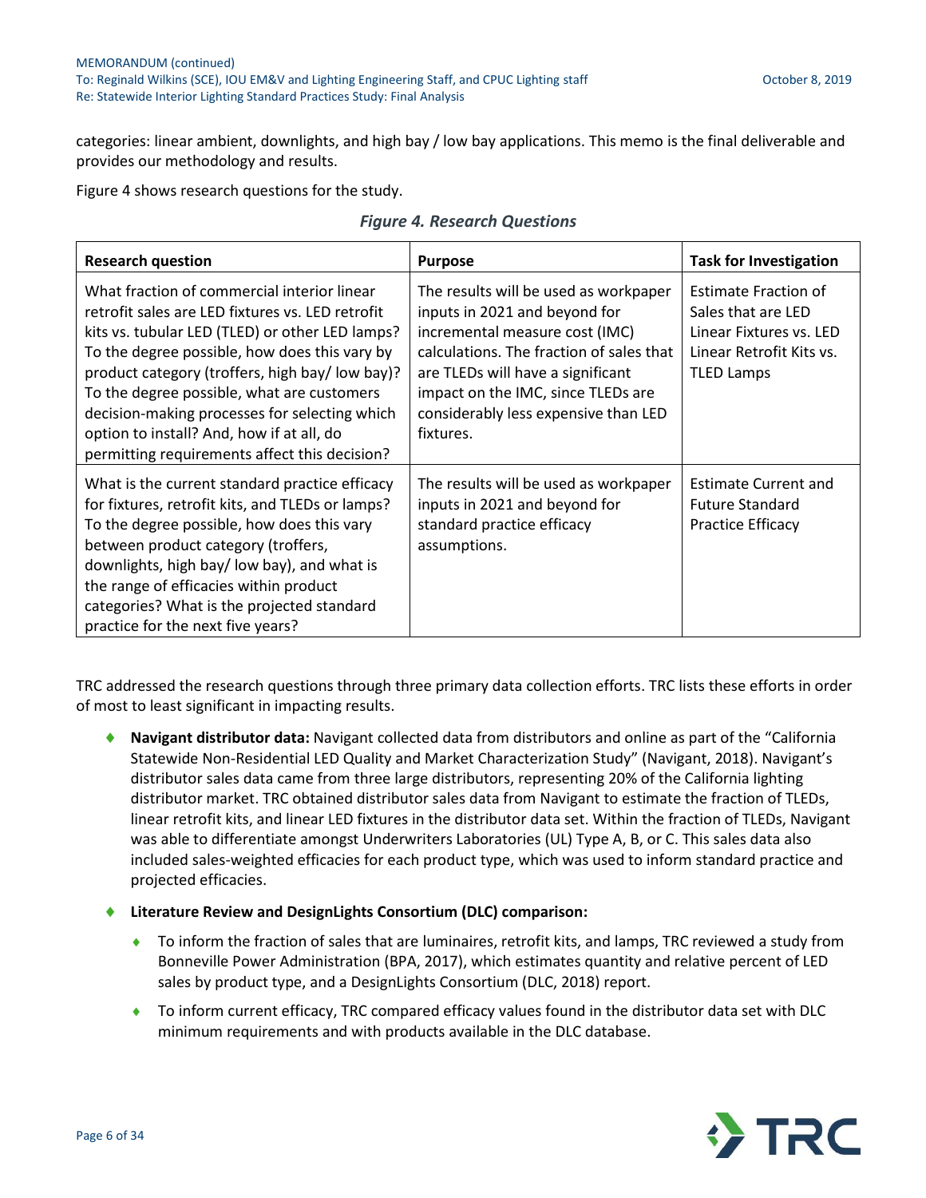categories: linear ambient, downlights, and high bay / low bay applications. This memo is the final deliverable and provides our methodology and results.

Figure 4 shows research questions for the study.

*Figure 4. Research Questions*

| Research question | Purpose | Task for Investigation |
| --- | --- | --- |
| What fraction of commercial interior linear retrofit sales are LED fixtures vs. LED retrofit kits vs. tubular LED (TLED) or other LED lamps? To the degree possible, how does this vary by product category (troffers, high bay/ low bay)? To the degree possible, what are customers decision-making processes for selecting which option to install? And, how if at all, do permitting requirements affect this decision? | The results will be used as workpaper inputs in 2021 and beyond for incremental measure cost (IMC) calculations. The fraction of sales that are TLEDs will have a significant impact on the IMC, since TLEDs are considerably less expensive than LED fixtures. | Estimate Fraction of Sales that are LED Linear Fixtures vs. LED Linear Retrofit Kits vs. TLED Lamps |
| What is the current standard practice efficacy for fixtures, retrofit kits, and TLEDs or lamps? To the degree possible, how does this vary between product category (troffers, downlights, high bay/ low bay), and what is the range of efficacies within product categories? What is the projected standard practice for the next five years? | The results will be used as workpaper inputs in 2021 and beyond for standard practice efficacy assumptions. | Estimate Current and Future Standard Practice Efficacy |

TRC addressed the research questions through three primary data collection efforts. TRC lists these efforts in order of most to least significant in impacting results.

- **Navigant distributor data:** Navigant collected data from distributors and online as part of the "California Statewide Non-Residential LED Quality and Market Characterization Study" (Navigant, 2018). Navigant's distributor sales data came from three large distributors, representing 20% of the California lighting distributor market. TRC obtained distributor sales data from Navigant to estimate the fraction of TLEDs, linear retrofit kits, and linear LED fixtures in the distributor data set. Within the fraction of TLEDs, Navigant was able to differentiate amongst Underwriters Laboratories (UL) Type A, B, or C. This sales data also included sales-weighted efficacies for each product type, which was used to inform standard practice and projected efficacies.
- **Literature Review and DesignLights Consortium (DLC) comparison:**
  - To inform the fraction of sales that are luminaires, retrofit kits, and lamps, TRC reviewed a study from Bonneville Power Administration (BPA, 2017), which estimates quantity and relative percent of LED sales by product type, and a DesignLights Consortium (DLC, 2018) report.
  - To inform current efficacy, TRC compared efficacy values found in the distributor data set with DLC minimum requirements and with products available in the DLC database.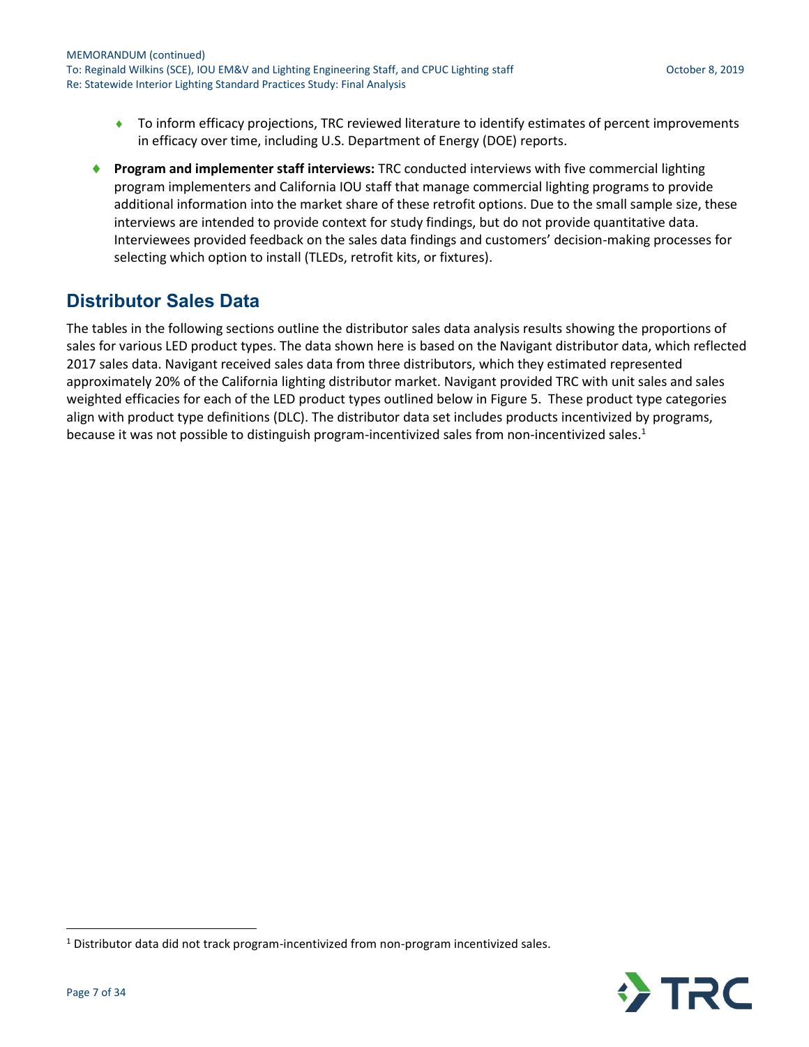- To inform efficacy projections, TRC reviewed literature to identify estimates of percent improvements in efficacy over time, including U.S. Department of Energy (DOE) reports.

- **Program and implementer staff interviews:** TRC conducted interviews with five commercial lighting program implementers and California IOU staff that manage commercial lighting programs to provide additional information into the market share of these retrofit options. Due to the small sample size, these interviews are intended to provide context for study findings, but do not provide quantitative data. Interviewees provided feedback on the sales data findings and customers' decision-making processes for selecting which option to install (TLEDs, retrofit kits, or fixtures).

## Distributor Sales Data

The tables in the following sections outline the distributor sales data analysis results showing the proportions of sales for various LED product types. The data shown here is based on the Navigant distributor data, which reflected 2017 sales data. Navigant received sales data from three distributors, which they estimated represented approximately 20% of the California lighting distributor market. Navigant provided TRC with unit sales and sales weighted efficacies for each of the LED product types outlined below in Figure 5. These product type categories align with product type definitions (DLC). The distributor data set includes products incentivized by programs, because it was not possible to distinguish program-incentivized sales from non-incentivized sales.[1]

[1] Distributor data did not track program-incentivized from non-program incentivized sales.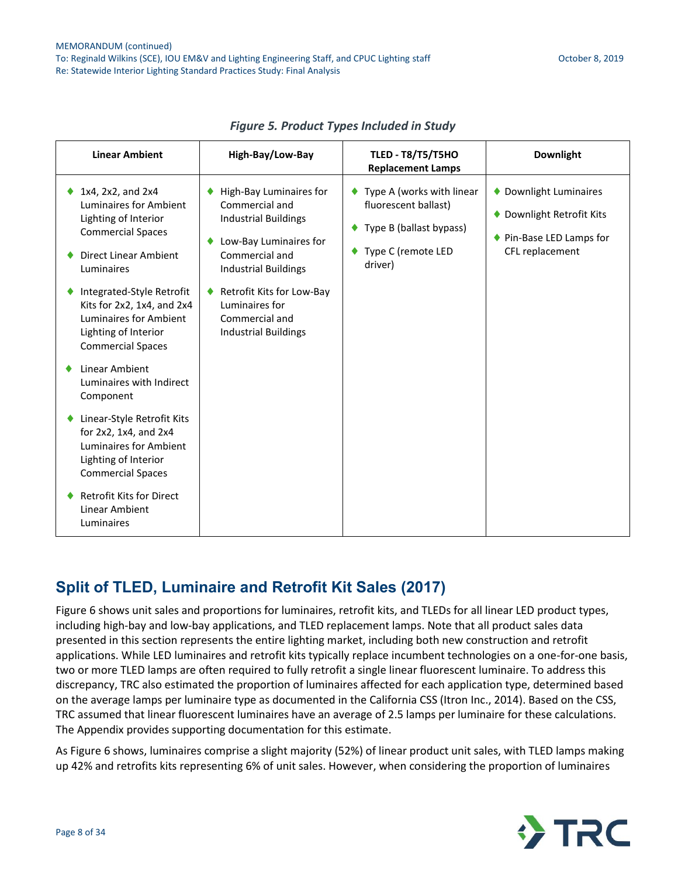*Figure 5. Product Types Included in Study*

| Linear Ambient | High-Bay/Low-Bay | TLED - T8/T5/T5HO Replacement Lamps | Downlight |
| --- | --- | --- | --- |
| ♦ 1x4, 2x2, and 2x4 Luminaires for Ambient Lighting of Interior Commercial Spaces<br>♦ Direct Linear Ambient Luminaires<br>♦ Integrated-Style Retrofit Kits for 2x2, 1x4, and 2x4 Luminaires for Ambient Lighting of Interior Commercial Spaces<br>♦ Linear Ambient Luminaires with Indirect Component<br>♦ Linear-Style Retrofit Kits for 2x2, 1x4, and 2x4 Luminaires for Ambient Lighting of Interior Commercial Spaces<br>♦ Retrofit Kits for Direct Linear Ambient Luminaires | ♦ High-Bay Luminaires for Commercial and Industrial Buildings<br>♦ Low-Bay Luminaires for Commercial and Industrial Buildings<br>♦ Retrofit Kits for Low-Bay Luminaires for Commercial and Industrial Buildings | ♦ Type A (works with linear fluorescent ballast)<br>♦ Type B (ballast bypass)<br>♦ Type C (remote LED driver) | ♦ Downlight Luminaires<br>♦ Downlight Retrofit Kits<br>♦ Pin-Base LED Lamps for CFL replacement |

## Split of TLED, Luminaire and Retrofit Kit Sales (2017)

Figure 6 shows unit sales and proportions for luminaires, retrofit kits, and TLEDs for all linear LED product types, including high-bay and low-bay applications, and TLED replacement lamps. Note that all product sales data presented in this section represents the entire lighting market, including both new construction and retrofit applications. While LED luminaires and retrofit kits typically replace incumbent technologies on a one-for-one basis, two or more TLED lamps are often required to fully retrofit a single linear fluorescent luminaire. To address this discrepancy, TRC also estimated the proportion of luminaires affected for each application type, determined based on the average lamps per luminaire type as documented in the California CSS (Itron Inc., 2014). Based on the CSS, TRC assumed that linear fluorescent luminaires have an average of 2.5 lamps per luminaire for these calculations. The Appendix provides supporting documentation for this estimate.

As Figure 6 shows, luminaires comprise a slight majority (52%) of linear product unit sales, with TLED lamps making up 42% and retrofits kits representing 6% of unit sales. However, when considering the proportion of luminaires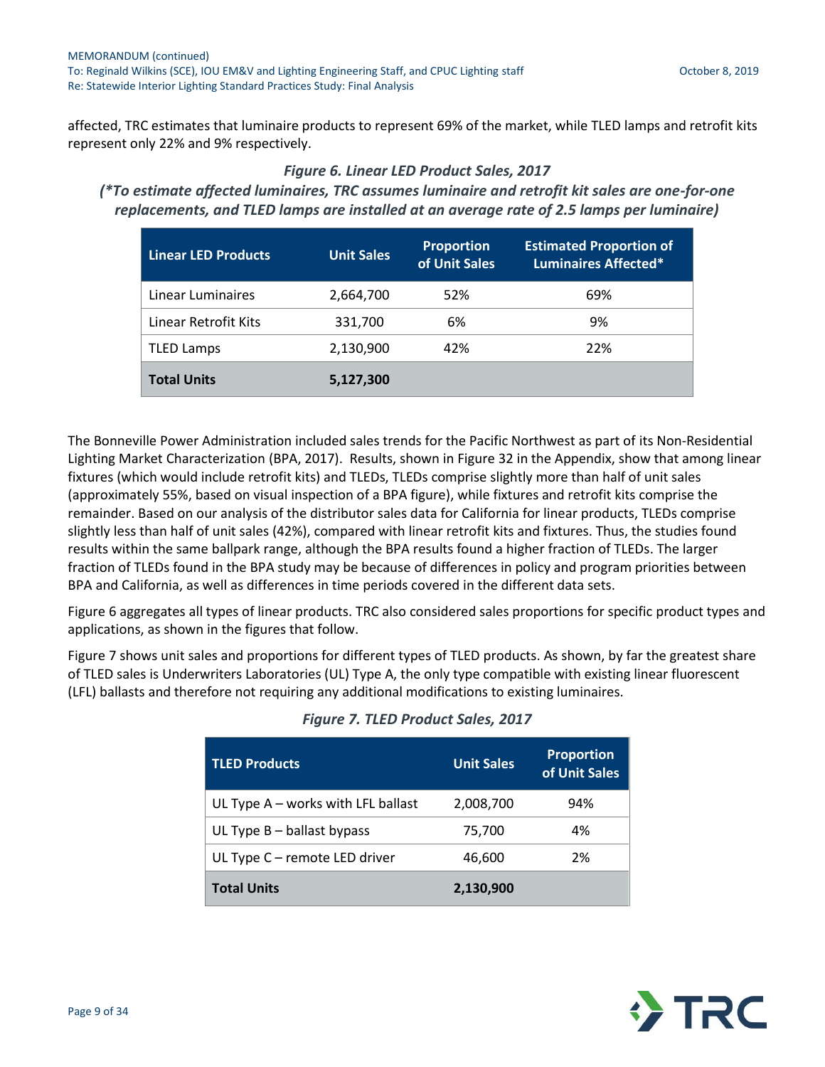affected, TRC estimates that luminaire products to represent 69% of the market, while TLED lamps and retrofit kits represent only 22% and 9% respectively.

*Figure 6. Linear LED Product Sales, 2017*
*(*To estimate affected luminaires, TRC assumes luminaire and retrofit kit sales are one-for-one replacements, and TLED lamps are installed at an average rate of 2.5 lamps per luminaire)*

| Linear LED Products | Unit Sales | Proportion of Unit Sales | Estimated Proportion of Luminaires Affected* |
|---|---|---|---|
| Linear Luminaires | 2,664,700 | 52% | 69% |
| Linear Retrofit Kits | 331,700 | 6% | 9% |
| TLED Lamps | 2,130,900 | 42% | 22% |
| **Total Units** | **5,127,300** | | |

The Bonneville Power Administration included sales trends for the Pacific Northwest as part of its Non-Residential Lighting Market Characterization (BPA, 2017). Results, shown in Figure 32 in the Appendix, show that among linear fixtures (which would include retrofit kits) and TLEDs, TLEDs comprise slightly more than half of unit sales (approximately 55%, based on visual inspection of a BPA figure), while fixtures and retrofit kits comprise the remainder. Based on our analysis of the distributor sales data for California for linear products, TLEDs comprise slightly less than half of unit sales (42%), compared with linear retrofit kits and fixtures. Thus, the studies found results within the same ballpark range, although the BPA results found a higher fraction of TLEDs. The larger fraction of TLEDs found in the BPA study may be because of differences in policy and program priorities between BPA and California, as well as differences in time periods covered in the different data sets.

Figure 6 aggregates all types of linear products. TRC also considered sales proportions for specific product types and applications, as shown in the figures that follow.

Figure 7 shows unit sales and proportions for different types of TLED products. As shown, by far the greatest share of TLED sales is Underwriters Laboratories (UL) Type A, the only type compatible with existing linear fluorescent (LFL) ballasts and therefore not requiring any additional modifications to existing luminaires.

*Figure 7. TLED Product Sales, 2017*

| TLED Products | Unit Sales | Proportion of Unit Sales |
|---|---|---|
| UL Type A – works with LFL ballast | 2,008,700 | 94% |
| UL Type B – ballast bypass | 75,700 | 4% |
| UL Type C – remote LED driver | 46,600 | 2% |
| **Total Units** | **2,130,900** | |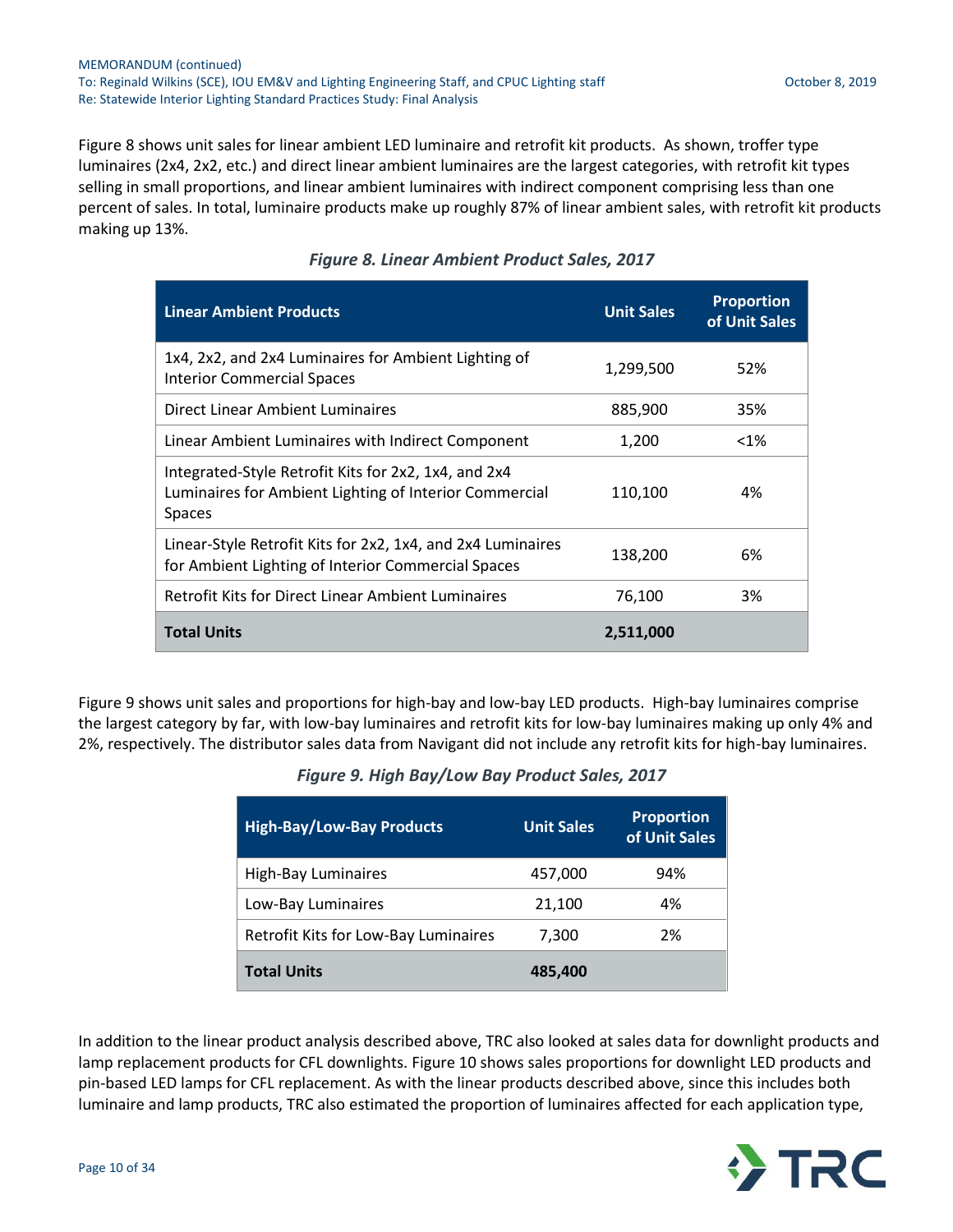Figure 8 shows unit sales for linear ambient LED luminaire and retrofit kit products. As shown, troffer type luminaires (2x4, 2x2, etc.) and direct linear ambient luminaires are the largest categories, with retrofit kit types selling in small proportions, and linear ambient luminaires with indirect component comprising less than one percent of sales. In total, luminaire products make up roughly 87% of linear ambient sales, with retrofit kit products making up 13%.

***Figure 8. Linear Ambient Product Sales, 2017***

| Linear Ambient Products | Unit Sales | Proportion of Unit Sales |
| --- | --- | --- |
| 1x4, 2x2, and 2x4 Luminaires for Ambient Lighting of Interior Commercial Spaces | 1,299,500 | 52% |
| Direct Linear Ambient Luminaires | 885,900 | 35% |
| Linear Ambient Luminaires with Indirect Component | 1,200 | <1% |
| Integrated-Style Retrofit Kits for 2x2, 1x4, and 2x4 Luminaires for Ambient Lighting of Interior Commercial Spaces | 110,100 | 4% |
| Linear-Style Retrofit Kits for 2x2, 1x4, and 2x4 Luminaires for Ambient Lighting of Interior Commercial Spaces | 138,200 | 6% |
| Retrofit Kits for Direct Linear Ambient Luminaires | 76,100 | 3% |
| **Total Units** | **2,511,000** | |

Figure 9 shows unit sales and proportions for high-bay and low-bay LED products. High-bay luminaires comprise the largest category by far, with low-bay luminaires and retrofit kits for low-bay luminaires making up only 4% and 2%, respectively. The distributor sales data from Navigant did not include any retrofit kits for high-bay luminaires.

***Figure 9. High Bay/Low Bay Product Sales, 2017***

| High-Bay/Low-Bay Products | Unit Sales | Proportion of Unit Sales |
| --- | --- | --- |
| High-Bay Luminaires | 457,000 | 94% |
| Low-Bay Luminaires | 21,100 | 4% |
| Retrofit Kits for Low-Bay Luminaires | 7,300 | 2% |
| **Total Units** | **485,400** | |

In addition to the linear product analysis described above, TRC also looked at sales data for downlight products and lamp replacement products for CFL downlights. Figure 10 shows sales proportions for downlight LED products and pin-based LED lamps for CFL replacement. As with the linear products described above, since this includes both luminaire and lamp products, TRC also estimated the proportion of luminaires affected for each application type,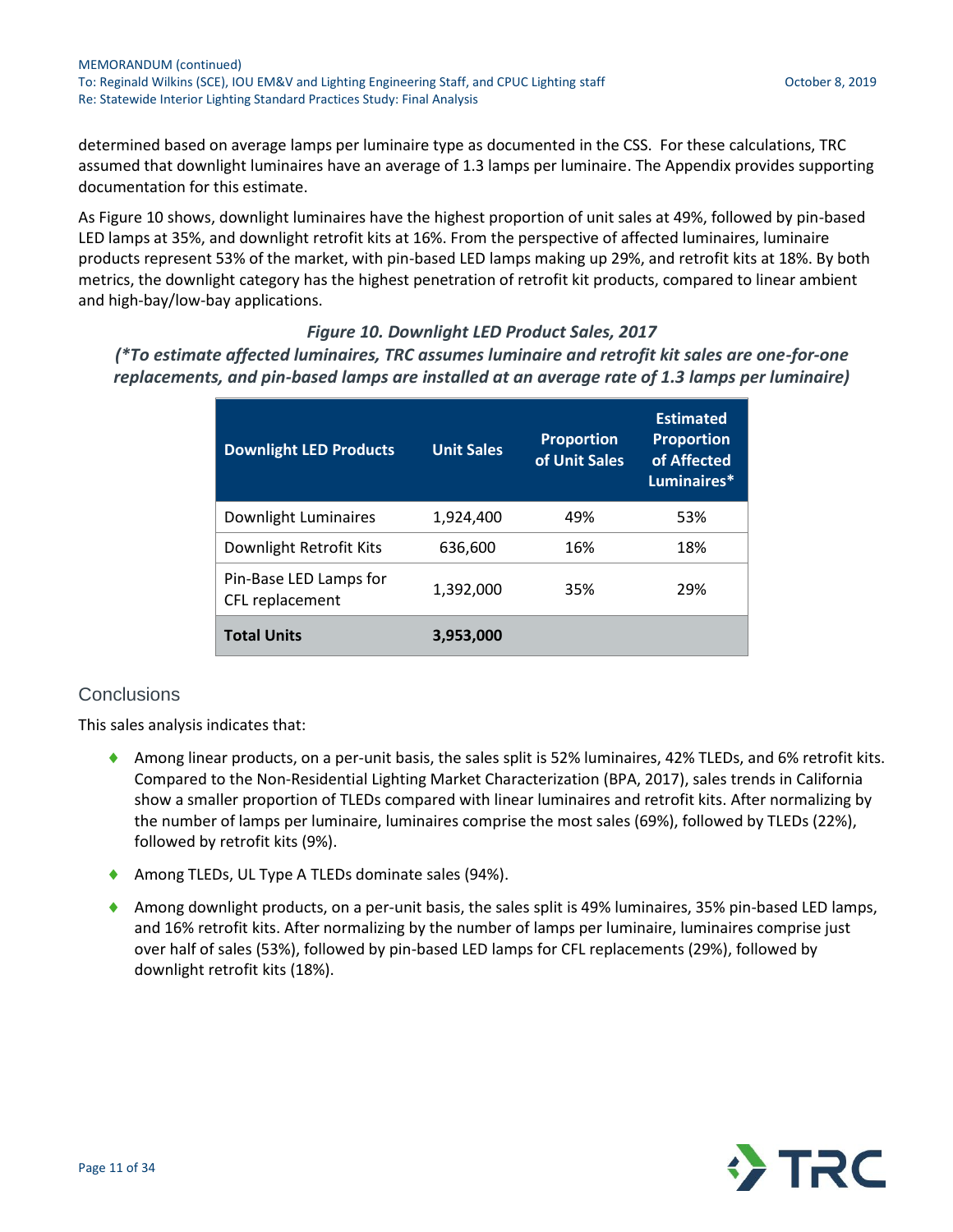determined based on average lamps per luminaire type as documented in the CSS. For these calculations, TRC assumed that downlight luminaires have an average of 1.3 lamps per luminaire. The Appendix provides supporting documentation for this estimate.

As Figure 10 shows, downlight luminaires have the highest proportion of unit sales at 49%, followed by pin-based LED lamps at 35%, and downlight retrofit kits at 16%. From the perspective of affected luminaires, luminaire products represent 53% of the market, with pin-based LED lamps making up 29%, and retrofit kits at 18%. By both metrics, the downlight category has the highest penetration of retrofit kit products, compared to linear ambient and high-bay/low-bay applications.

***Figure 10. Downlight LED Product Sales, 2017***

***(*To estimate affected luminaires, TRC assumes luminaire and retrofit kit sales are one-for-one replacements, and pin-based lamps are installed at an average rate of 1.3 lamps per luminaire)***

| Downlight LED Products | Unit Sales | Proportion of Unit Sales | Estimated Proportion of Affected Luminaires* |
| --- | --- | --- | --- |
| Downlight Luminaires | 1,924,400 | 49% | 53% |
| Downlight Retrofit Kits | 636,600 | 16% | 18% |
| Pin-Base LED Lamps for CFL replacement | 1,392,000 | 35% | 29% |
| **Total Units** | **3,953,000** | | |

## Conclusions

This sales analysis indicates that:

- Among linear products, on a per-unit basis, the sales split is 52% luminaires, 42% TLEDs, and 6% retrofit kits. Compared to the Non-Residential Lighting Market Characterization (BPA, 2017), sales trends in California show a smaller proportion of TLEDs compared with linear luminaires and retrofit kits. After normalizing by the number of lamps per luminaire, luminaires comprise the most sales (69%), followed by TLEDs (22%), followed by retrofit kits (9%).
- Among TLEDs, UL Type A TLEDs dominate sales (94%).
- Among downlight products, on a per-unit basis, the sales split is 49% luminaires, 35% pin-based LED lamps, and 16% retrofit kits. After normalizing by the number of lamps per luminaire, luminaires comprise just over half of sales (53%), followed by pin-based LED lamps for CFL replacements (29%), followed by downlight retrofit kits (18%).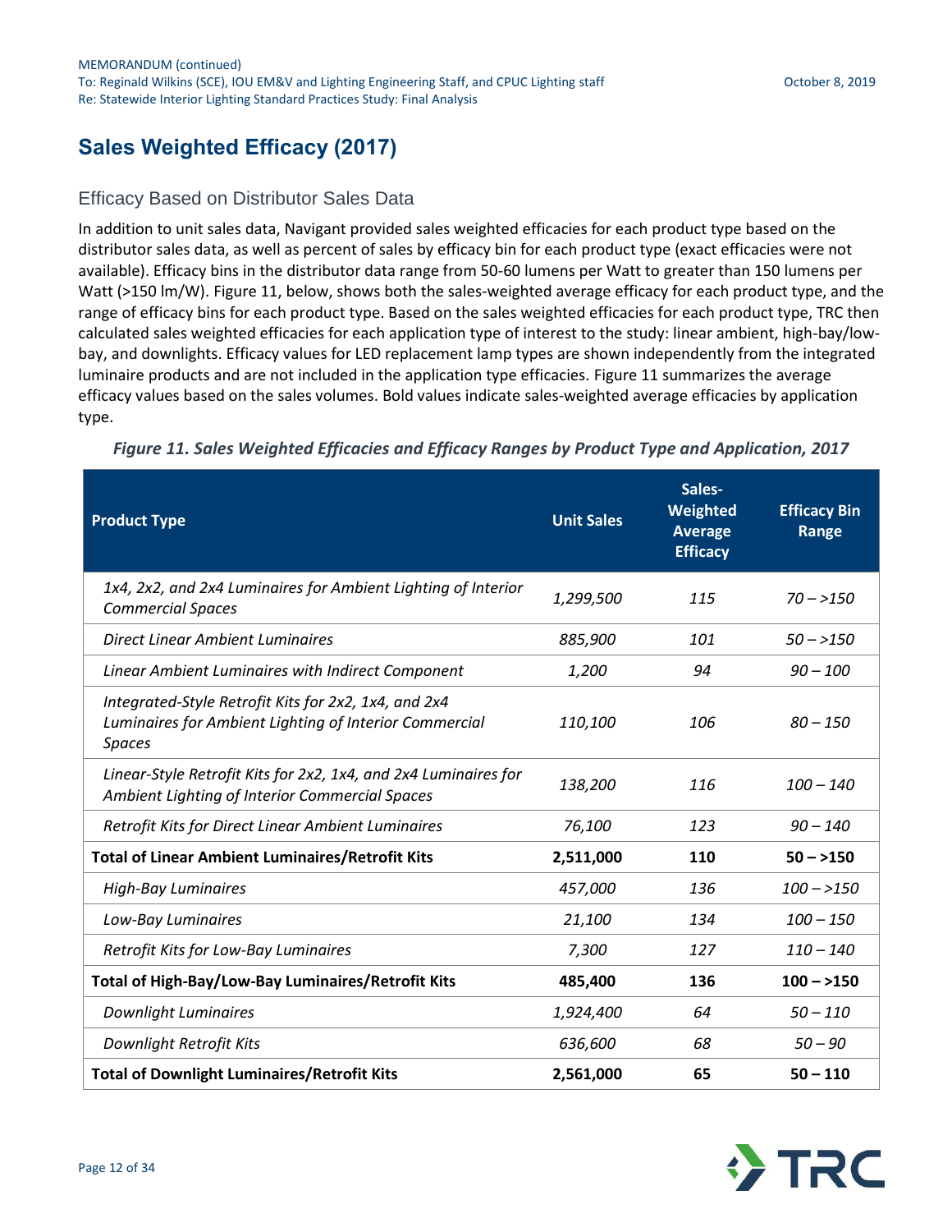## Sales Weighted Efficacy (2017)

### Efficacy Based on Distributor Sales Data

In addition to unit sales data, Navigant provided sales weighted efficacies for each product type based on the distributor sales data, as well as percent of sales by efficacy bin for each product type (exact efficacies were not available). Efficacy bins in the distributor data range from 50-60 lumens per Watt to greater than 150 lumens per Watt (>150 lm/W). Figure 11, below, shows both the sales-weighted average efficacy for each product type, and the range of efficacy bins for each product type. Based on the sales weighted efficacies for each product type, TRC then calculated sales weighted efficacies for each application type of interest to the study: linear ambient, high-bay/low-bay, and downlights. Efficacy values for LED replacement lamp types are shown independently from the integrated luminaire products and are not included in the application type efficacies. Figure 11 summarizes the average efficacy values based on the sales volumes. Bold values indicate sales-weighted average efficacies by application type.

*Figure 11. Sales Weighted Efficacies and Efficacy Ranges by Product Type and Application, 2017*

| Product Type | Unit Sales | Sales-Weighted Average Efficacy | Efficacy Bin Range |
|---|---|---|---|
| *1x4, 2x2, and 2x4 Luminaires for Ambient Lighting of Interior Commercial Spaces* | *1,299,500* | *115* | *70 – >150* |
| *Direct Linear Ambient Luminaires* | *885,900* | *101* | *50 – >150* |
| *Linear Ambient Luminaires with Indirect Component* | *1,200* | *94* | *90 – 100* |
| *Integrated-Style Retrofit Kits for 2x2, 1x4, and 2x4 Luminaires for Ambient Lighting of Interior Commercial Spaces* | *110,100* | *106* | *80 – 150* |
| *Linear-Style Retrofit Kits for 2x2, 1x4, and 2x4 Luminaires for Ambient Lighting of Interior Commercial Spaces* | *138,200* | *116* | *100 – 140* |
| *Retrofit Kits for Direct Linear Ambient Luminaires* | *76,100* | *123* | *90 – 140* |
| **Total of Linear Ambient Luminaires/Retrofit Kits** | **2,511,000** | **110** | **50 – >150** |
| *High-Bay Luminaires* | *457,000* | *136* | *100 – >150* |
| *Low-Bay Luminaires* | *21,100* | *134* | *100 – 150* |
| *Retrofit Kits for Low-Bay Luminaires* | *7,300* | *127* | *110 – 140* |
| **Total of High-Bay/Low-Bay Luminaires/Retrofit Kits** | **485,400** | **136** | **100 – >150** |
| *Downlight Luminaires* | *1,924,400* | *64* | *50 – 110* |
| *Downlight Retrofit Kits* | *636,600* | *68* | *50 – 90* |
| **Total of Downlight Luminaires/Retrofit Kits** | **2,561,000** | **65** | **50 – 110** |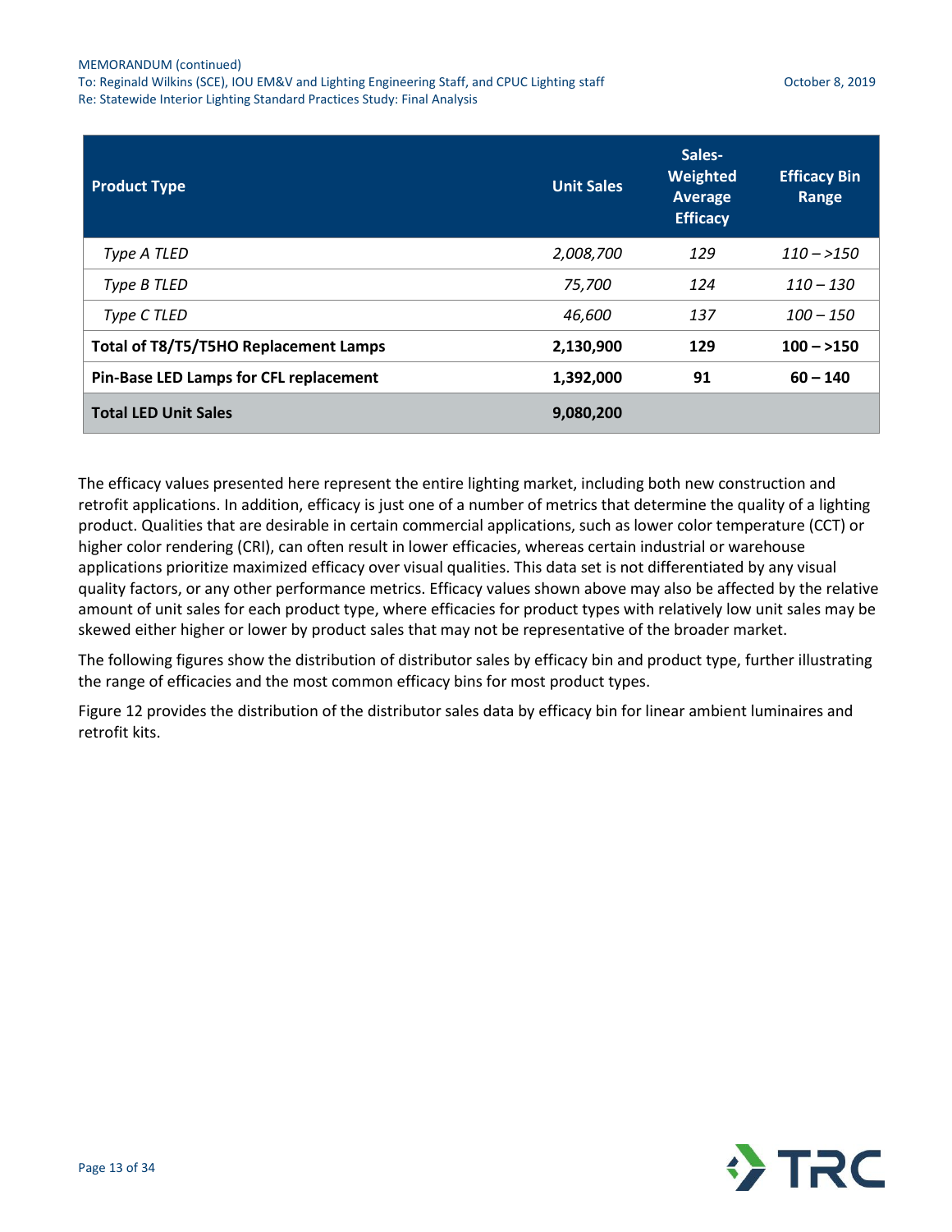| Product Type | Unit Sales | Sales-Weighted Average Efficacy | Efficacy Bin Range |
|---|---|---|---|
| *Type A TLED* | *2,008,700* | *129* | *110 – >150* |
| *Type B TLED* | *75,700* | *124* | *110 – 130* |
| *Type C TLED* | *46,600* | *137* | *100 – 150* |
| **Total of T8/T5/T5HO Replacement Lamps** | **2,130,900** | **129** | **100 – >150** |
| **Pin-Base LED Lamps for CFL replacement** | **1,392,000** | **91** | **60 – 140** |
| **Total LED Unit Sales** | **9,080,200** | | |

The efficacy values presented here represent the entire lighting market, including both new construction and retrofit applications. In addition, efficacy is just one of a number of metrics that determine the quality of a lighting product. Qualities that are desirable in certain commercial applications, such as lower color temperature (CCT) or higher color rendering (CRI), can often result in lower efficacies, whereas certain industrial or warehouse applications prioritize maximized efficacy over visual qualities. This data set is not differentiated by any visual quality factors, or any other performance metrics. Efficacy values shown above may also be affected by the relative amount of unit sales for each product type, where efficacies for product types with relatively low unit sales may be skewed either higher or lower by product sales that may not be representative of the broader market.

The following figures show the distribution of distributor sales by efficacy bin and product type, further illustrating the range of efficacies and the most common efficacy bins for most product types.

Figure 12 provides the distribution of the distributor sales data by efficacy bin for linear ambient luminaires and retrofit kits.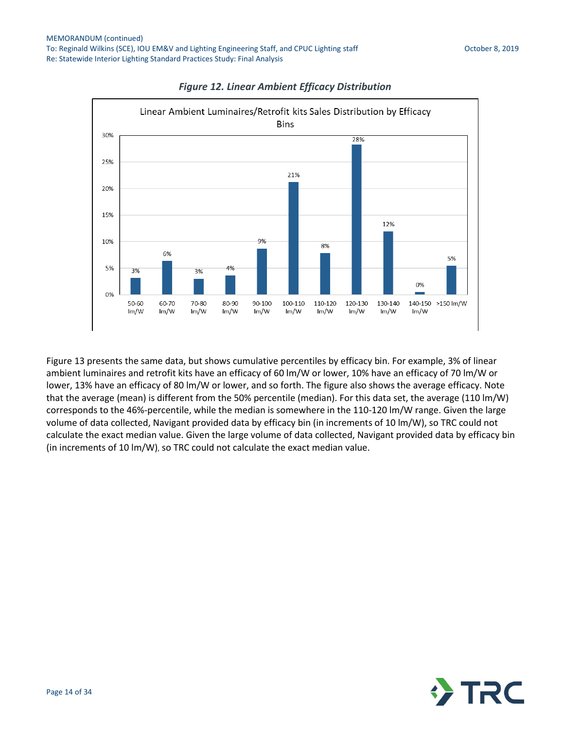*Figure 12. Linear Ambient Efficacy Distribution*

Linear Ambient Luminaires/Retrofit kits Sales Distribution by Efficacy Bins

| Efficacy Bin | Sales Distribution |
| --- | --- |
| 50-60 lm/W | 3% |
| 60-70 lm/W | 6% |
| 70-80 lm/W | 3% |
| 80-90 lm/W | 4% |
| 90-100 lm/W | 9% |
| 100-110 lm/W | 21% |
| 110-120 lm/W | 8% |
| 120-130 lm/W | 28% |
| 130-140 lm/W | 12% |
| 140-150 lm/W | 0% |
| >150 lm/W | 5% |

Figure 13 presents the same data, but shows cumulative percentiles by efficacy bin. For example, 3% of linear ambient luminaires and retrofit kits have an efficacy of 60 lm/W or lower, 10% have an efficacy of 70 lm/W or lower, 13% have an efficacy of 80 lm/W or lower, and so forth. The figure also shows the average efficacy. Note that the average (mean) is different from the 50% percentile (median). For this data set, the average (110 lm/W) corresponds to the 46%-percentile, while the median is somewhere in the 110-120 lm/W range. Given the large volume of data collected, Navigant provided data by efficacy bin (in increments of 10 lm/W), so TRC could not calculate the exact median value. Given the large volume of data collected, Navigant provided data by efficacy bin (in increments of 10 lm/W), so TRC could not calculate the exact median value.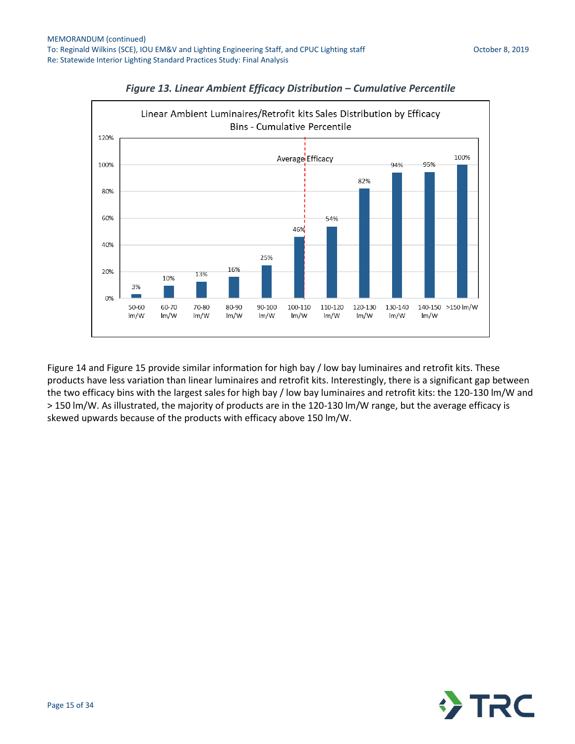*Figure 13. Linear Ambient Efficacy Distribution – Cumulative Percentile*

Linear Ambient Luminaires/Retrofit kits Sales Distribution by Efficacy Bins - Cumulative Percentile

| Efficacy Bin | Cumulative Percentile |
|---|---|
| 50-60 lm/W | 3% |
| 60-70 lm/W | 10% |
| 70-80 lm/W | 13% |
| 80-90 lm/W | 16% |
| 90-100 lm/W | 25% |
| 100-110 lm/W | 46% |
| 110-120 lm/W | 54% |
| 120-130 lm/W | 82% |
| 130-140 lm/W | 94% |
| 140-150 lm/W | 95% |
| >150 lm/W | 100% |

Average Efficacy

Figure 14 and Figure 15 provide similar information for high bay / low bay luminaires and retrofit kits. These products have less variation than linear luminaires and retrofit kits. Interestingly, there is a significant gap between the two efficacy bins with the largest sales for high bay / low bay luminaires and retrofit kits: the 120-130 lm/W and > 150 lm/W. As illustrated, the majority of products are in the 120-130 lm/W range, but the average efficacy is skewed upwards because of the products with efficacy above 150 lm/W.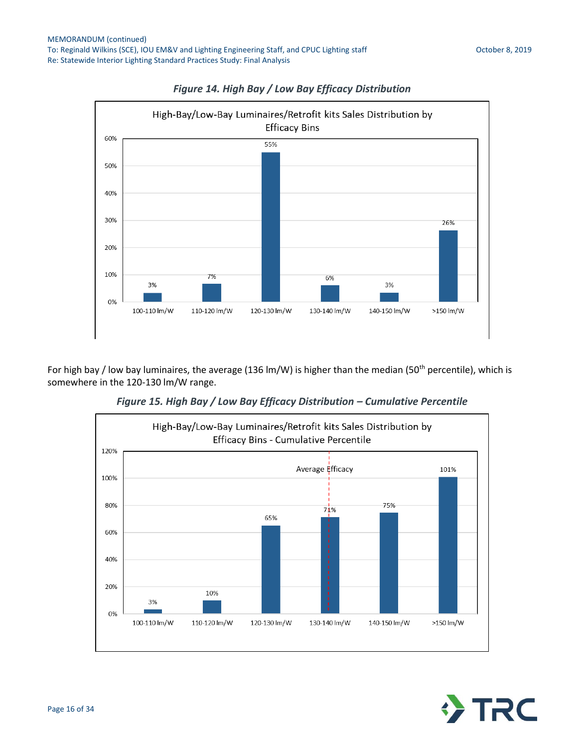*Figure 14. High Bay / Low Bay Efficacy Distribution*

High-Bay/Low-Bay Luminaires/Retrofit kits Sales Distribution by Efficacy Bins

| Efficacy Bin | Share |
|---|---|
| 100-110 lm/W | 3% |
| 110-120 lm/W | 7% |
| 120-130 lm/W | 55% |
| 130-140 lm/W | 6% |
| 140-150 lm/W | 3% |
| >150 lm/W | 26% |

For high bay / low bay luminaires, the average (136 lm/W) is higher than the median (50th percentile), which is somewhere in the 120-130 lm/W range.

*Figure 15. High Bay / Low Bay Efficacy Distribution – Cumulative Percentile*

High-Bay/Low-Bay Luminaires/Retrofit kits Sales Distribution by Efficacy Bins - Cumulative Percentile

| Efficacy Bin | Cumulative Percentile |
|---|---|
| 100-110 lm/W | 3% |
| 110-120 lm/W | 10% |
| 120-130 lm/W | 65% |
| 130-140 lm/W | 71% |
| 140-150 lm/W | 75% |
| >150 lm/W | 101% |

Average Efficacy (marked within 130-140 lm/W bin)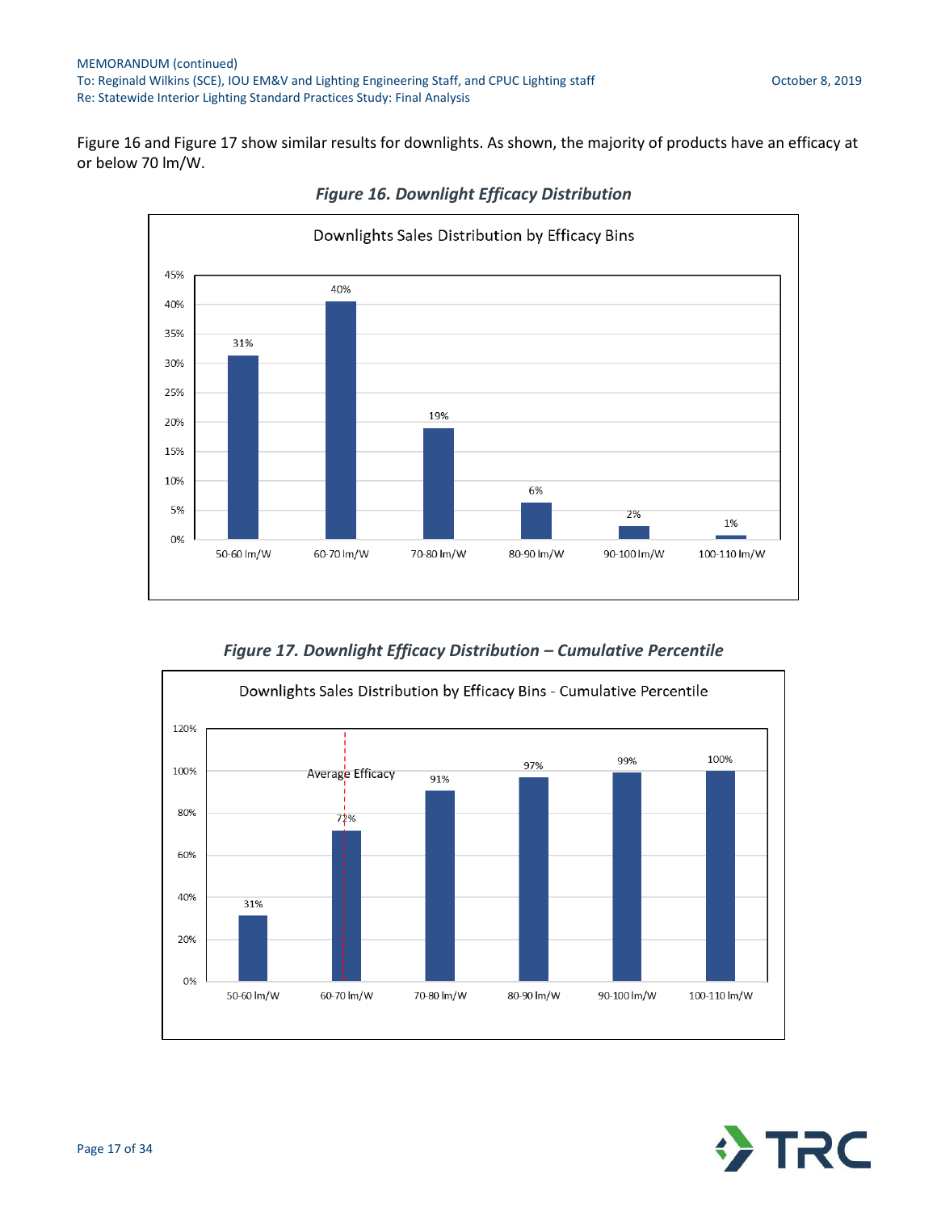Figure 16 and Figure 17 show similar results for downlights. As shown, the majority of products have an efficacy at or below 70 lm/W.

***Figure 16. Downlight Efficacy Distribution***

Downlights Sales Distribution by Efficacy Bins

| Efficacy Bin | Share of Sales |
|---|---|
| 50-60 lm/W | 31% |
| 60-70 lm/W | 40% |
| 70-80 lm/W | 19% |
| 80-90 lm/W | 6% |
| 90-100 lm/W | 2% |
| 100-110 lm/W | 1% |

***Figure 17. Downlight Efficacy Distribution – Cumulative Percentile***

Downlights Sales Distribution by Efficacy Bins - Cumulative Percentile

| Efficacy Bin | Cumulative Percentile |
|---|---|
| 50-60 lm/W | 31% |
| 60-70 lm/W | 72% |
| 70-80 lm/W | 91% |
| 80-90 lm/W | 97% |
| 90-100 lm/W | 99% |
| 100-110 lm/W | 100% |

Average Efficacy (marked within the 60-70 lm/W bin)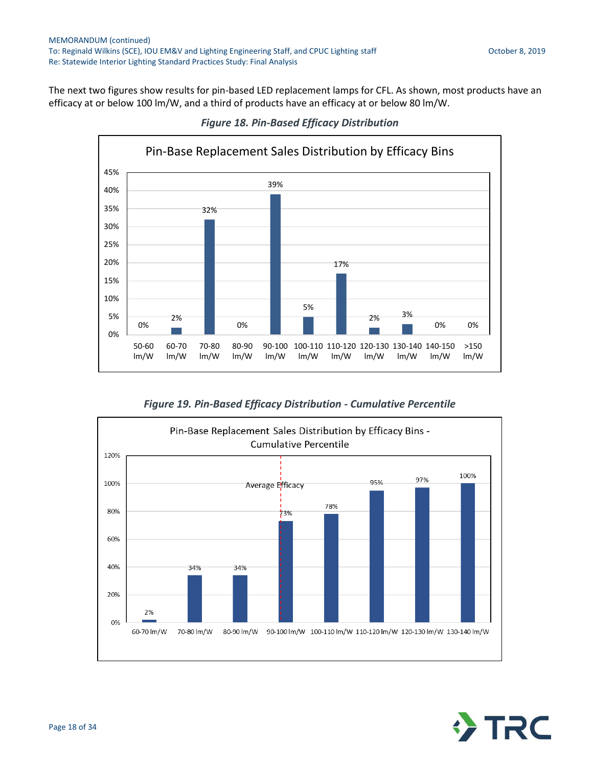The next two figures show results for pin-based LED replacement lamps for CFL. As shown, most products have an efficacy at or below 100 lm/W, and a third of products have an efficacy at or below 80 lm/W.

*Figure 18. Pin-Based Efficacy Distribution*

Pin-Base Replacement Sales Distribution by Efficacy Bins

| Efficacy Bin | Share of Sales |
|---|---|
| 50-60 lm/W | 0% |
| 60-70 lm/W | 2% |
| 70-80 lm/W | 32% |
| 80-90 lm/W | 0% |
| 90-100 lm/W | 39% |
| 100-110 lm/W | 5% |
| 110-120 lm/W | 17% |
| 120-130 lm/W | 2% |
| 130-140 lm/W | 3% |
| 140-150 lm/W | 0% |
| >150 lm/W | 0% |

*Figure 19. Pin-Based Efficacy Distribution - Cumulative Percentile*

Pin-Base Replacement Sales Distribution by Efficacy Bins - Cumulative Percentile

| Efficacy Bin | Cumulative Percentile |
|---|---|
| 60-70 lm/W | 2% |
| 70-80 lm/W | 34% |
| 80-90 lm/W | 34% |
| 90-100 lm/W | 73% |
| 100-110 lm/W | 78% |
| 110-120 lm/W | 95% |
| 120-130 lm/W | 97% |
| 130-140 lm/W | 100% |

Average Efficacy (marked within the 90-100 lm/W bin)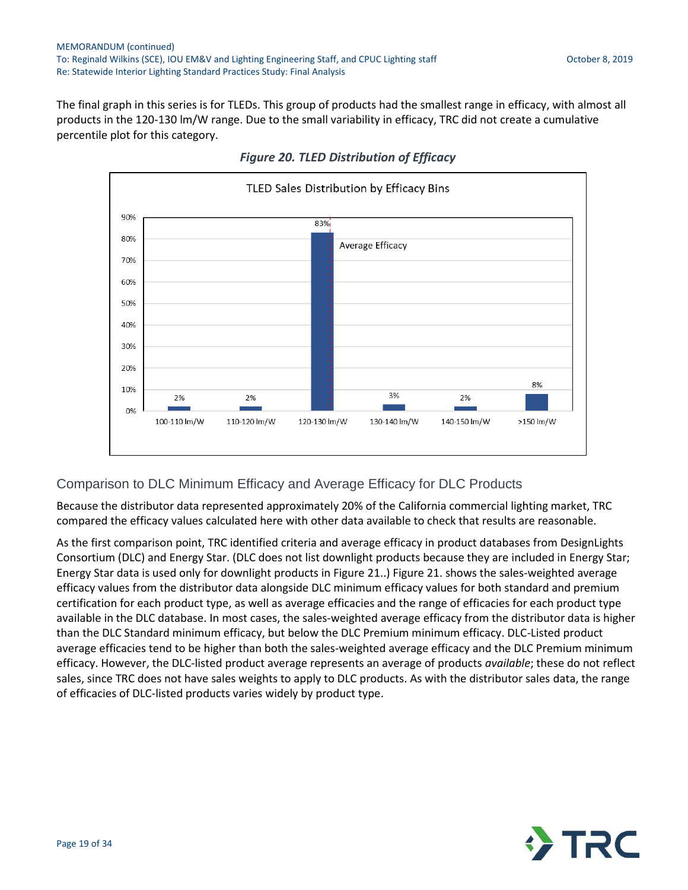The final graph in this series is for TLEDs. This group of products had the smallest range in efficacy, with almost all products in the 120-130 lm/W range. Due to the small variability in efficacy, TRC did not create a cumulative percentile plot for this category.

***Figure 20. TLED Distribution of Efficacy***

## Comparison to DLC Minimum Efficacy and Average Efficacy for DLC Products

Because the distributor data represented approximately 20% of the California commercial lighting market, TRC compared the efficacy values calculated here with other data available to check that results are reasonable.

As the first comparison point, TRC identified criteria and average efficacy in product databases from DesignLights Consortium (DLC) and Energy Star. (DLC does not list downlight products because they are included in Energy Star; Energy Star data is used only for downlight products in Figure 21..) Figure 21. shows the sales-weighted average efficacy values from the distributor data alongside DLC minimum efficacy values for both standard and premium certification for each product type, as well as average efficacies and the range of efficacies for each product type available in the DLC database. In most cases, the sales-weighted average efficacy from the distributor data is higher than the DLC Standard minimum efficacy, but below the DLC Premium minimum efficacy. DLC-Listed product average efficacies tend to be higher than both the sales-weighted average efficacy and the DLC Premium minimum efficacy. However, the DLC-listed product average represents an average of products *available*; these do not reflect sales, since TRC does not have sales weights to apply to DLC products. As with the distributor sales data, the range of efficacies of DLC-listed products varies widely by product type.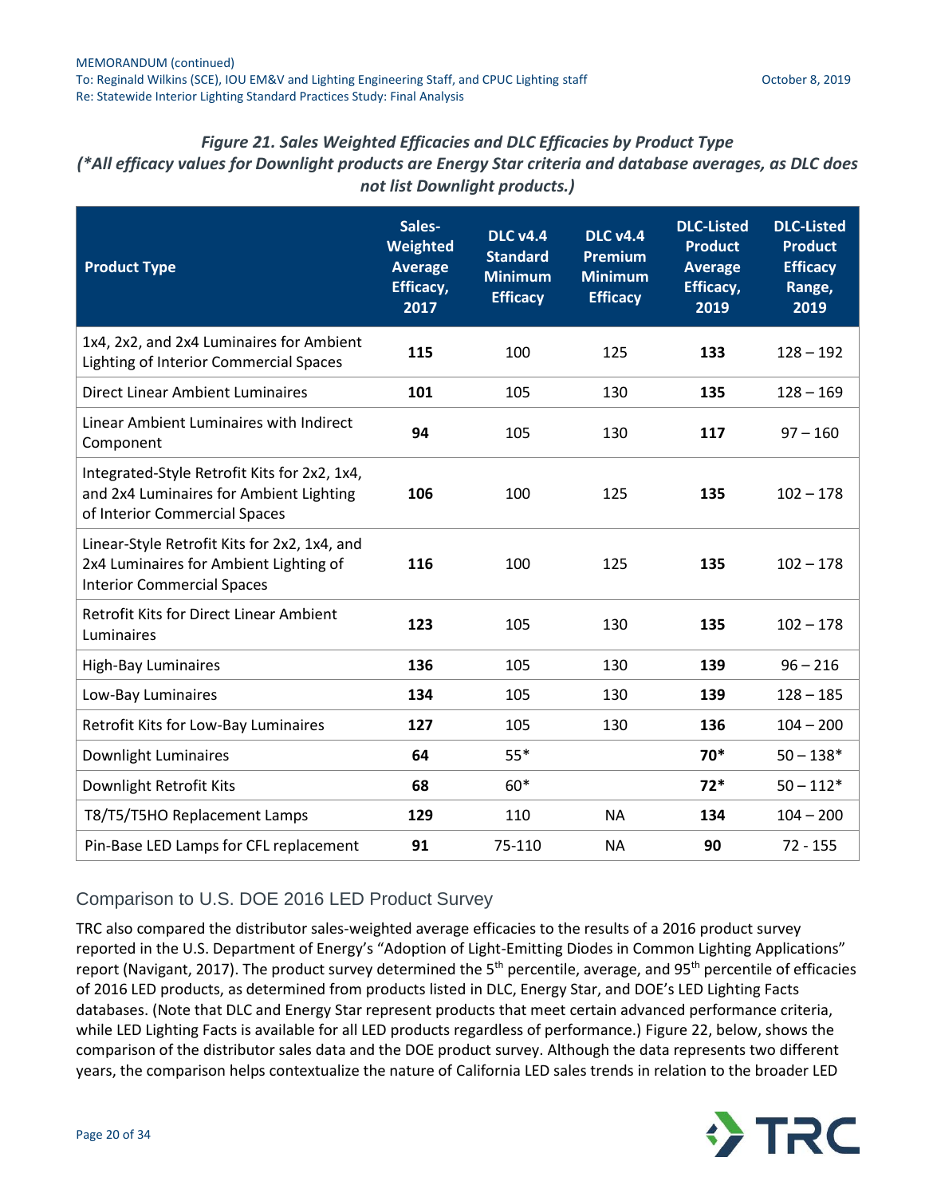*Figure 21. Sales Weighted Efficacies and DLC Efficacies by Product Type*
*(\*All efficacy values for Downlight products are Energy Star criteria and database averages, as DLC does not list Downlight products.)*

| Product Type | Sales-Weighted Average Efficacy, 2017 | DLC v4.4 Standard Minimum Efficacy | DLC v4.4 Premium Minimum Efficacy | DLC-Listed Product Average Efficacy, 2019 | DLC-Listed Product Efficacy Range, 2019 |
|---|---|---|---|---|---|
| 1x4, 2x2, and 2x4 Luminaires for Ambient Lighting of Interior Commercial Spaces | **115** | 100 | 125 | **133** | 128 – 192 |
| Direct Linear Ambient Luminaires | **101** | 105 | 130 | **135** | 128 – 169 |
| Linear Ambient Luminaires with Indirect Component | **94** | 105 | 130 | **117** | 97 – 160 |
| Integrated-Style Retrofit Kits for 2x2, 1x4, and 2x4 Luminaires for Ambient Lighting of Interior Commercial Spaces | **106** | 100 | 125 | **135** | 102 – 178 |
| Linear-Style Retrofit Kits for 2x2, 1x4, and 2x4 Luminaires for Ambient Lighting of Interior Commercial Spaces | **116** | 100 | 125 | **135** | 102 – 178 |
| Retrofit Kits for Direct Linear Ambient Luminaires | **123** | 105 | 130 | **135** | 102 – 178 |
| High-Bay Luminaires | **136** | 105 | 130 | **139** | 96 – 216 |
| Low-Bay Luminaires | **134** | 105 | 130 | **139** | 128 – 185 |
| Retrofit Kits for Low-Bay Luminaires | **127** | 105 | 130 | **136** | 104 – 200 |
| Downlight Luminaires | **64** | 55* | | **70*** | 50 – 138* |
| Downlight Retrofit Kits | **68** | 60* | | **72*** | 50 – 112* |
| T8/T5/T5HO Replacement Lamps | **129** | 110 | NA | **134** | 104 – 200 |
| Pin-Base LED Lamps for CFL replacement | **91** | 75-110 | NA | **90** | 72 - 155 |

## Comparison to U.S. DOE 2016 LED Product Survey

TRC also compared the distributor sales-weighted average efficacies to the results of a 2016 product survey reported in the U.S. Department of Energy's "Adoption of Light-Emitting Diodes in Common Lighting Applications" report (Navigant, 2017). The product survey determined the $5^{th}$ percentile, average, and $95^{th}$ percentile of efficacies of 2016 LED products, as determined from products listed in DLC, Energy Star, and DOE's LED Lighting Facts databases. (Note that DLC and Energy Star represent products that meet certain advanced performance criteria, while LED Lighting Facts is available for all LED products regardless of performance.) Figure 22, below, shows the comparison of the distributor sales data and the DOE product survey. Although the data represents two different years, the comparison helps contextualize the nature of California LED sales trends in relation to the broader LED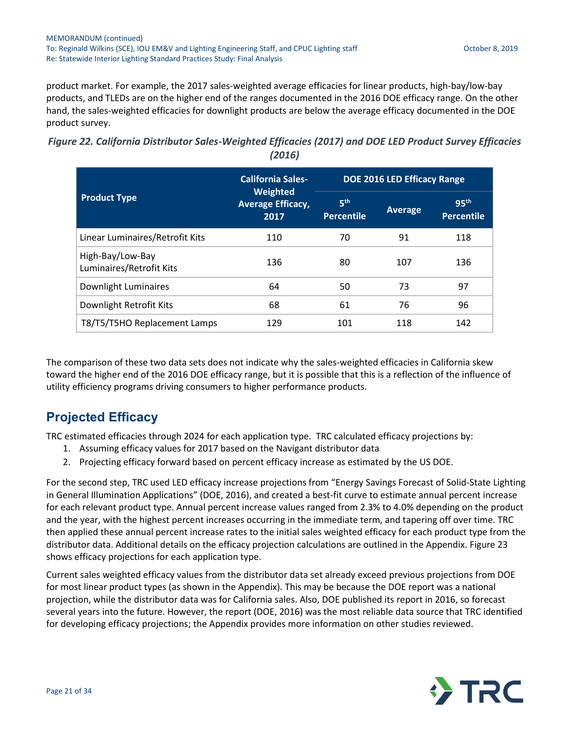product market. For example, the 2017 sales-weighted average efficacies for linear products, high-bay/low-bay products, and TLEDs are on the higher end of the ranges documented in the 2016 DOE efficacy range. On the other hand, the sales-weighted efficacies for downlight products are below the average efficacy documented in the DOE product survey.

*Figure 22. California Distributor Sales-Weighted Efficacies (2017) and DOE LED Product Survey Efficacies (2016)*

| Product Type | California Sales-Weighted Average Efficacy, 2017 | DOE 2016 LED Efficacy Range | | |
|---|---|---|---|---|
| | | 5th Percentile | Average | 95th Percentile |
| Linear Luminaires/Retrofit Kits | 110 | 70 | 91 | 118 |
| High-Bay/Low-Bay Luminaires/Retrofit Kits | 136 | 80 | 107 | 136 |
| Downlight Luminaires | 64 | 50 | 73 | 97 |
| Downlight Retrofit Kits | 68 | 61 | 76 | 96 |
| T8/T5/T5HO Replacement Lamps | 129 | 101 | 118 | 142 |

The comparison of these two data sets does not indicate why the sales-weighted efficacies in California skew toward the higher end of the 2016 DOE efficacy range, but it is possible that this is a reflection of the influence of utility efficiency programs driving consumers to higher performance products.

## Projected Efficacy

TRC estimated efficacies through 2024 for each application type. TRC calculated efficacy projections by:

1. Assuming efficacy values for 2017 based on the Navigant distributor data
2. Projecting efficacy forward based on percent efficacy increase as estimated by the US DOE.

For the second step, TRC used LED efficacy increase projections from "Energy Savings Forecast of Solid-State Lighting in General Illumination Applications" (DOE, 2016), and created a best-fit curve to estimate annual percent increase for each relevant product type. Annual percent increase values ranged from 2.3% to 4.0% depending on the product and the year, with the highest percent increases occurring in the immediate term, and tapering off over time. TRC then applied these annual percent increase rates to the initial sales weighted efficacy for each product type from the distributor data. Additional details on the efficacy projection calculations are outlined in the Appendix. Figure 23 shows efficacy projections for each application type.

Current sales weighted efficacy values from the distributor data set already exceed previous projections from DOE for most linear product types (as shown in the Appendix). This may be because the DOE report was a national projection, while the distributor data was for California sales. Also, DOE published its report in 2016, so forecast several years into the future. However, the report (DOE, 2016) was the most reliable data source that TRC identified for developing efficacy projections; the Appendix provides more information on other studies reviewed.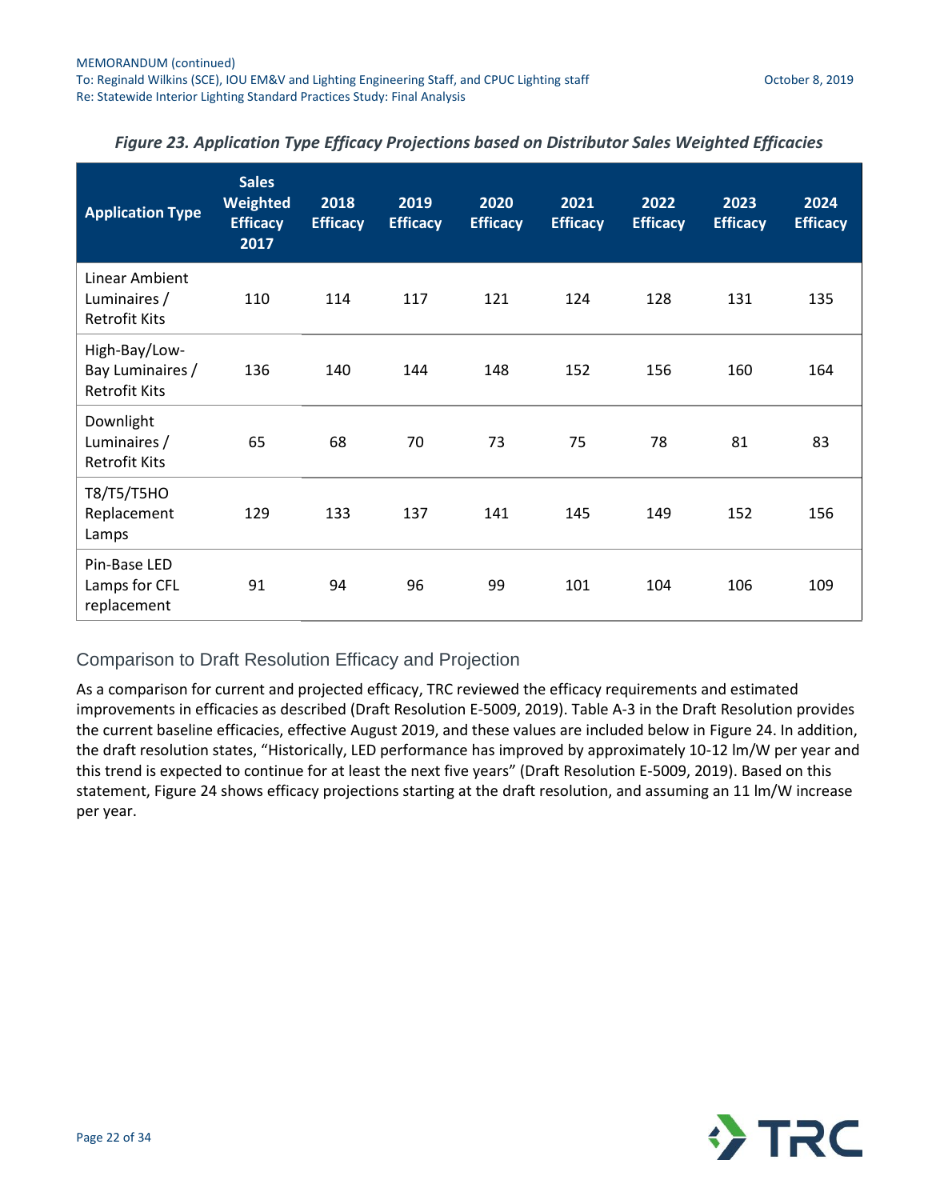*Figure 23. Application Type Efficacy Projections based on Distributor Sales Weighted Efficacies*

| Application Type | Sales Weighted Efficacy 2017 | 2018 Efficacy | 2019 Efficacy | 2020 Efficacy | 2021 Efficacy | 2022 Efficacy | 2023 Efficacy | 2024 Efficacy |
|---|---|---|---|---|---|---|---|---|
| Linear Ambient Luminaires / Retrofit Kits | 110 | 114 | 117 | 121 | 124 | 128 | 131 | 135 |
| High-Bay/Low-Bay Luminaires / Retrofit Kits | 136 | 140 | 144 | 148 | 152 | 156 | 160 | 164 |
| Downlight Luminaires / Retrofit Kits | 65 | 68 | 70 | 73 | 75 | 78 | 81 | 83 |
| T8/T5/T5HO Replacement Lamps | 129 | 133 | 137 | 141 | 145 | 149 | 152 | 156 |
| Pin-Base LED Lamps for CFL replacement | 91 | 94 | 96 | 99 | 101 | 104 | 106 | 109 |

## Comparison to Draft Resolution Efficacy and Projection

As a comparison for current and projected efficacy, TRC reviewed the efficacy requirements and estimated improvements in efficacies as described (Draft Resolution E-5009, 2019). Table A-3 in the Draft Resolution provides the current baseline efficacies, effective August 2019, and these values are included below in Figure 24. In addition, the draft resolution states, "Historically, LED performance has improved by approximately 10-12 lm/W per year and this trend is expected to continue for at least the next five years" (Draft Resolution E-5009, 2019). Based on this statement, Figure 24 shows efficacy projections starting at the draft resolution, and assuming an 11 lm/W increase per year.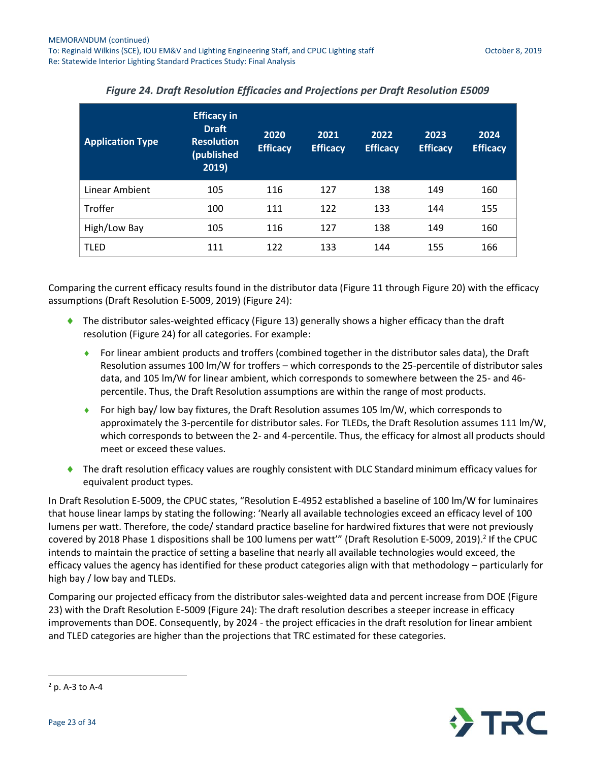*Figure 24. Draft Resolution Efficacies and Projections per Draft Resolution E5009*

| Application Type | Efficacy in Draft Resolution (published 2019) | 2020 Efficacy | 2021 Efficacy | 2022 Efficacy | 2023 Efficacy | 2024 Efficacy |
|---|---|---|---|---|---|---|
| Linear Ambient | 105 | 116 | 127 | 138 | 149 | 160 |
| Troffer | 100 | 111 | 122 | 133 | 144 | 155 |
| High/Low Bay | 105 | 116 | 127 | 138 | 149 | 160 |
| TLED | 111 | 122 | 133 | 144 | 155 | 166 |

Comparing the current efficacy results found in the distributor data (Figure 11 through Figure 20) with the efficacy assumptions (Draft Resolution E-5009, 2019) (Figure 24):

- The distributor sales-weighted efficacy (Figure 13) generally shows a higher efficacy than the draft resolution (Figure 24) for all categories. For example:
  - For linear ambient products and troffers (combined together in the distributor sales data), the Draft Resolution assumes 100 lm/W for troffers – which corresponds to the 25-percentile of distributor sales data, and 105 lm/W for linear ambient, which corresponds to somewhere between the 25- and 46-percentile. Thus, the Draft Resolution assumptions are within the range of most products.
  - For high bay/ low bay fixtures, the Draft Resolution assumes 105 lm/W, which corresponds to approximately the 3-percentile for distributor sales. For TLEDs, the Draft Resolution assumes 111 lm/W, which corresponds to between the 2- and 4-percentile. Thus, the efficacy for almost all products should meet or exceed these values.
- The draft resolution efficacy values are roughly consistent with DLC Standard minimum efficacy values for equivalent product types.

In Draft Resolution E-5009, the CPUC states, "Resolution E-4952 established a baseline of 100 lm/W for luminaires that house linear lamps by stating the following: 'Nearly all available technologies exceed an efficacy level of 100 lumens per watt. Therefore, the code/ standard practice baseline for hardwired fixtures that were not previously covered by 2018 Phase 1 dispositions shall be 100 lumens per watt'" (Draft Resolution E-5009, 2019).[2] If the CPUC intends to maintain the practice of setting a baseline that nearly all available technologies would exceed, the efficacy values the agency has identified for these product categories align with that methodology – particularly for high bay / low bay and TLEDs.

Comparing our projected efficacy from the distributor sales-weighted data and percent increase from DOE (Figure 23) with the Draft Resolution E-5009 (Figure 24): The draft resolution describes a steeper increase in efficacy improvements than DOE. Consequently, by 2024 - the project efficacies in the draft resolution for linear ambient and TLED categories are higher than the projections that TRC estimated for these categories.

[2] p. A-3 to A-4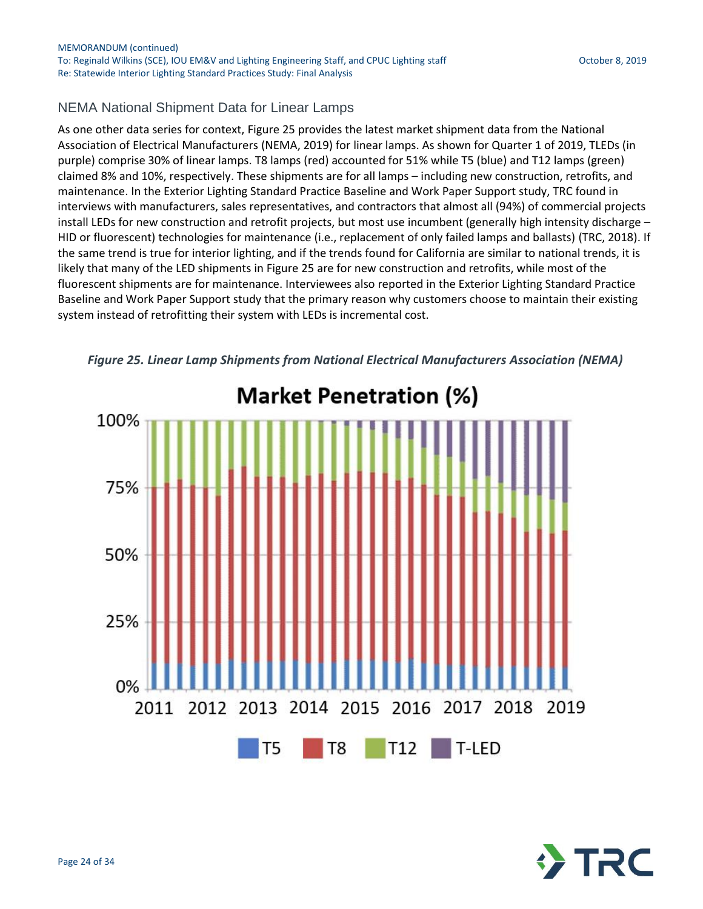## NEMA National Shipment Data for Linear Lamps

As one other data series for context, Figure 25 provides the latest market shipment data from the National Association of Electrical Manufacturers (NEMA, 2019) for linear lamps. As shown for Quarter 1 of 2019, TLEDs (in purple) comprise 30% of linear lamps. T8 lamps (red) accounted for 51% while T5 (blue) and T12 lamps (green) claimed 8% and 10%, respectively. These shipments are for all lamps – including new construction, retrofits, and maintenance. In the Exterior Lighting Standard Practice Baseline and Work Paper Support study, TRC found in interviews with manufacturers, sales representatives, and contractors that almost all (94%) of commercial projects install LEDs for new construction and retrofit projects, but most use incumbent (generally high intensity discharge – HID or fluorescent) technologies for maintenance (i.e., replacement of only failed lamps and ballasts) (TRC, 2018). If the same trend is true for interior lighting, and if the trends found for California are similar to national trends, it is likely that many of the LED shipments in Figure 25 are for new construction and retrofits, while most of the fluorescent shipments are for maintenance. Interviewees also reported in the Exterior Lighting Standard Practice Baseline and Work Paper Support study that the primary reason why customers choose to maintain their existing system instead of retrofitting their system with LEDs is incremental cost.

*Figure 25. Linear Lamp Shipments from National Electrical Manufacturers Association (NEMA)*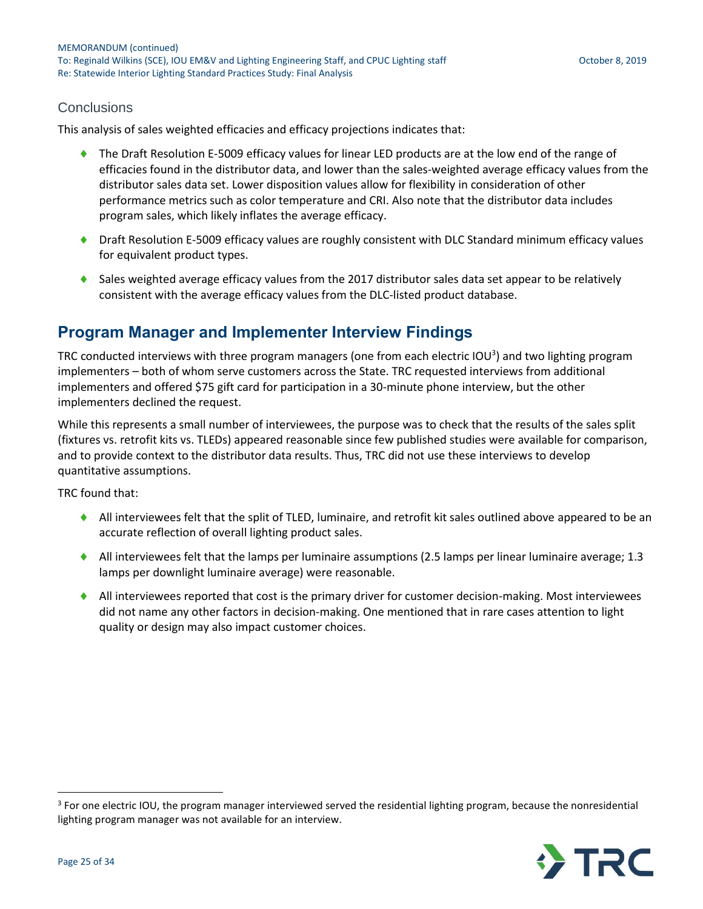### Conclusions

This analysis of sales weighted efficacies and efficacy projections indicates that:

- The Draft Resolution E-5009 efficacy values for linear LED products are at the low end of the range of efficacies found in the distributor data, and lower than the sales-weighted average efficacy values from the distributor sales data set. Lower disposition values allow for flexibility in consideration of other performance metrics such as color temperature and CRI. Also note that the distributor data includes program sales, which likely inflates the average efficacy.
- Draft Resolution E-5009 efficacy values are roughly consistent with DLC Standard minimum efficacy values for equivalent product types.
- Sales weighted average efficacy values from the 2017 distributor sales data set appear to be relatively consistent with the average efficacy values from the DLC-listed product database.

## Program Manager and Implementer Interview Findings

TRC conducted interviews with three program managers (one from each electric IOU[3]) and two lighting program implementers – both of whom serve customers across the State. TRC requested interviews from additional implementers and offered $75 gift card for participation in a 30-minute phone interview, but the other implementers declined the request.

While this represents a small number of interviewees, the purpose was to check that the results of the sales split (fixtures vs. retrofit kits vs. TLEDs) appeared reasonable since few published studies were available for comparison, and to provide context to the distributor data results. Thus, TRC did not use these interviews to develop quantitative assumptions.

TRC found that:

- All interviewees felt that the split of TLED, luminaire, and retrofit kit sales outlined above appeared to be an accurate reflection of overall lighting product sales.
- All interviewees felt that the lamps per luminaire assumptions (2.5 lamps per linear luminaire average; 1.3 lamps per downlight luminaire average) were reasonable.
- All interviewees reported that cost is the primary driver for customer decision-making. Most interviewees did not name any other factors in decision-making. One mentioned that in rare cases attention to light quality or design may also impact customer choices.

[3] For one electric IOU, the program manager interviewed served the residential lighting program, because the nonresidential lighting program manager was not available for an interview.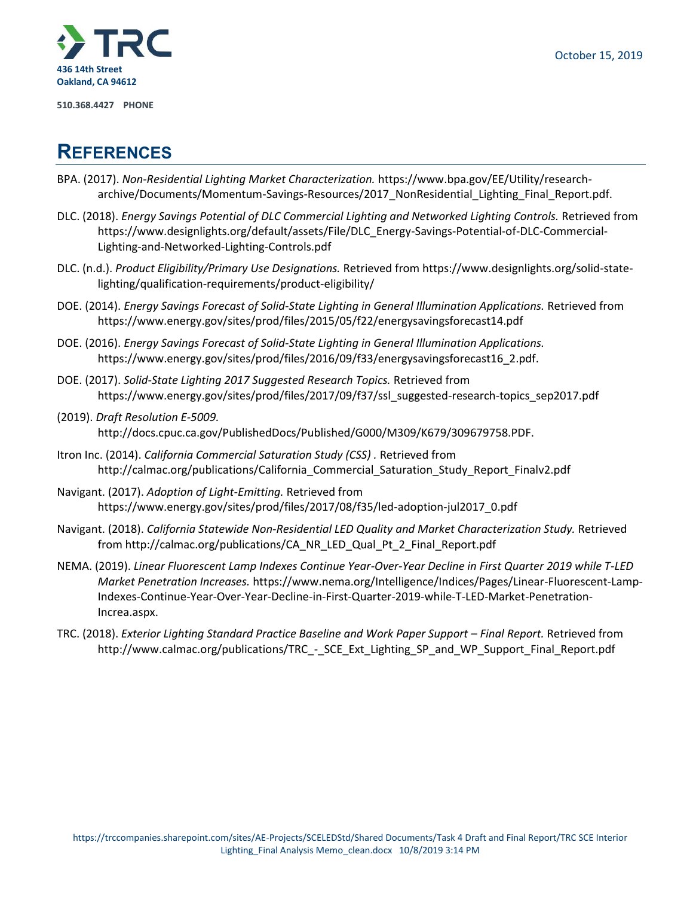# References

BPA. (2017). *Non-Residential Lighting Market Characterization.* https://www.bpa.gov/EE/Utility/research-archive/Documents/Momentum-Savings-Resources/2017_NonResidential_Lighting_Final_Report.pdf.

DLC. (2018). *Energy Savings Potential of DLC Commercial Lighting and Networked Lighting Controls.* Retrieved from https://www.designlights.org/default/assets/File/DLC_Energy-Savings-Potential-of-DLC-Commercial-Lighting-and-Networked-Lighting-Controls.pdf

DLC. (n.d.). *Product Eligibility/Primary Use Designations.* Retrieved from https://www.designlights.org/solid-state-lighting/qualification-requirements/product-eligibility/

DOE. (2014). *Energy Savings Forecast of Solid-State Lighting in General Illumination Applications.* Retrieved from https://www.energy.gov/sites/prod/files/2015/05/f22/energysavingsforecast14.pdf

DOE. (2016). *Energy Savings Forecast of Solid-State Lighting in General Illumination Applications.* https://www.energy.gov/sites/prod/files/2016/09/f33/energysavingsforecast16_2.pdf.

DOE. (2017). *Solid-State Lighting 2017 Suggested Research Topics.* Retrieved from https://www.energy.gov/sites/prod/files/2017/09/f37/ssl_suggested-research-topics_sep2017.pdf

(2019). *Draft Resolution E-5009.* http://docs.cpuc.ca.gov/PublishedDocs/Published/G000/M309/K679/309679758.PDF.

Itron Inc. (2014). *California Commercial Saturation Study (CSS)* . Retrieved from http://calmac.org/publications/California_Commercial_Saturation_Study_Report_Finalv2.pdf

Navigant. (2017). *Adoption of Light-Emitting.* Retrieved from https://www.energy.gov/sites/prod/files/2017/08/f35/led-adoption-jul2017_0.pdf

Navigant. (2018). *California Statewide Non-Residential LED Quality and Market Characterization Study.* Retrieved from http://calmac.org/publications/CA_NR_LED_Qual_Pt_2_Final_Report.pdf

NEMA. (2019). *Linear Fluorescent Lamp Indexes Continue Year-Over-Year Decline in First Quarter 2019 while T-LED Market Penetration Increases.* https://www.nema.org/Intelligence/Indices/Pages/Linear-Fluorescent-Lamp-Indexes-Continue-Year-Over-Year-Decline-in-First-Quarter-2019-while-T-LED-Market-Penetration-Increa.aspx.

TRC. (2018). *Exterior Lighting Standard Practice Baseline and Work Paper Support – Final Report.* Retrieved from http://www.calmac.org/publications/TRC_-_SCE_Ext_Lighting_SP_and_WP_Support_Final_Report.pdf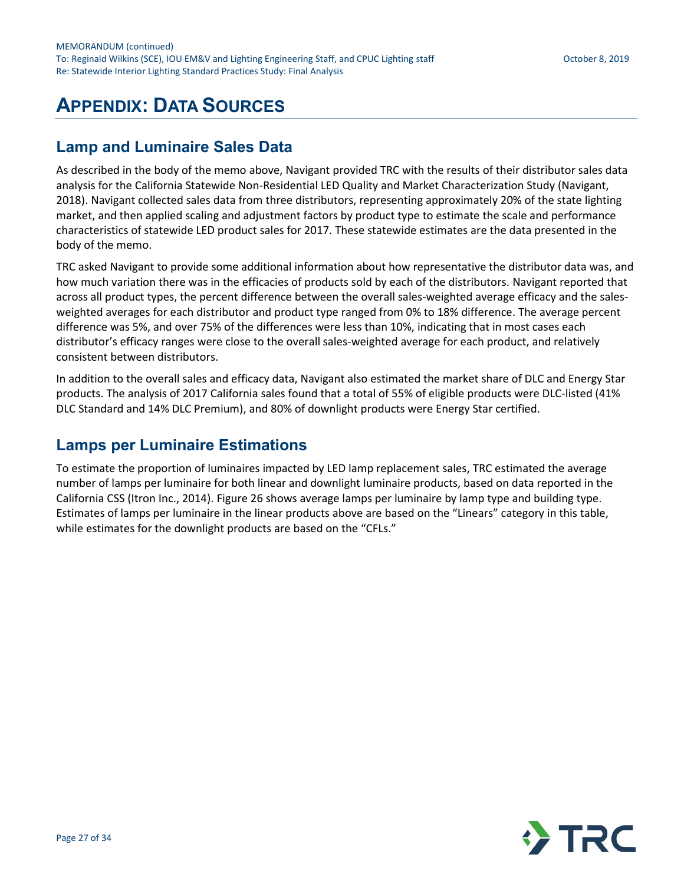# Appendix: Data Sources

## Lamp and Luminaire Sales Data

As described in the body of the memo above, Navigant provided TRC with the results of their distributor sales data analysis for the California Statewide Non-Residential LED Quality and Market Characterization Study (Navigant, 2018). Navigant collected sales data from three distributors, representing approximately 20% of the state lighting market, and then applied scaling and adjustment factors by product type to estimate the scale and performance characteristics of statewide LED product sales for 2017. These statewide estimates are the data presented in the body of the memo.

TRC asked Navigant to provide some additional information about how representative the distributor data was, and how much variation there was in the efficacies of products sold by each of the distributors. Navigant reported that across all product types, the percent difference between the overall sales-weighted average efficacy and the sales-weighted averages for each distributor and product type ranged from 0% to 18% difference. The average percent difference was 5%, and over 75% of the differences were less than 10%, indicating that in most cases each distributor's efficacy ranges were close to the overall sales-weighted average for each product, and relatively consistent between distributors.

In addition to the overall sales and efficacy data, Navigant also estimated the market share of DLC and Energy Star products. The analysis of 2017 California sales found that a total of 55% of eligible products were DLC-listed (41% DLC Standard and 14% DLC Premium), and 80% of downlight products were Energy Star certified.

## Lamps per Luminaire Estimations

To estimate the proportion of luminaires impacted by LED lamp replacement sales, TRC estimated the average number of lamps per luminaire for both linear and downlight luminaire products, based on data reported in the California CSS (Itron Inc., 2014). Figure 26 shows average lamps per luminaire by lamp type and building type. Estimates of lamps per luminaire in the linear products above are based on the "Linears" category in this table, while estimates for the downlight products are based on the "CFLs."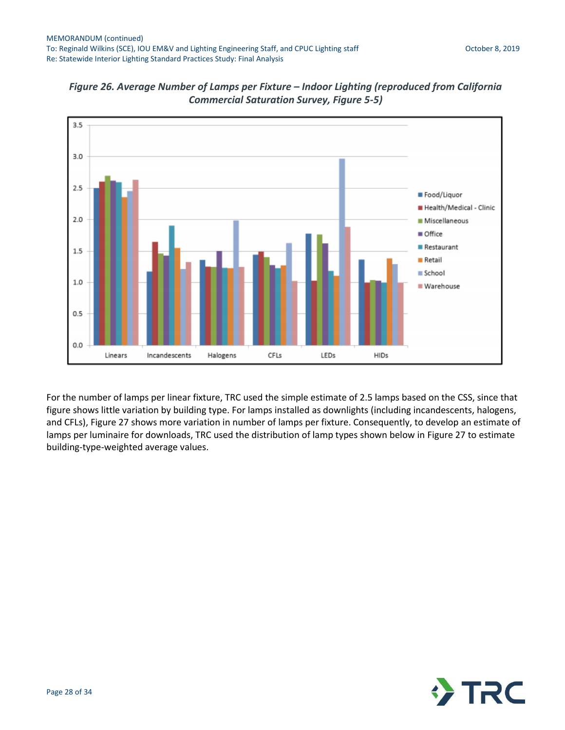*Figure 26. Average Number of Lamps per Fixture – Indoor Lighting (reproduced from California Commercial Saturation Survey, Figure 5-5)*

For the number of lamps per linear fixture, TRC used the simple estimate of 2.5 lamps based on the CSS, since that figure shows little variation by building type. For lamps installed as downlights (including incandescents, halogens, and CFLs), Figure 27 shows more variation in number of lamps per fixture. Consequently, to develop an estimate of lamps per luminaire for downloads, TRC used the distribution of lamp types shown below in Figure 27 to estimate building-type-weighted average values.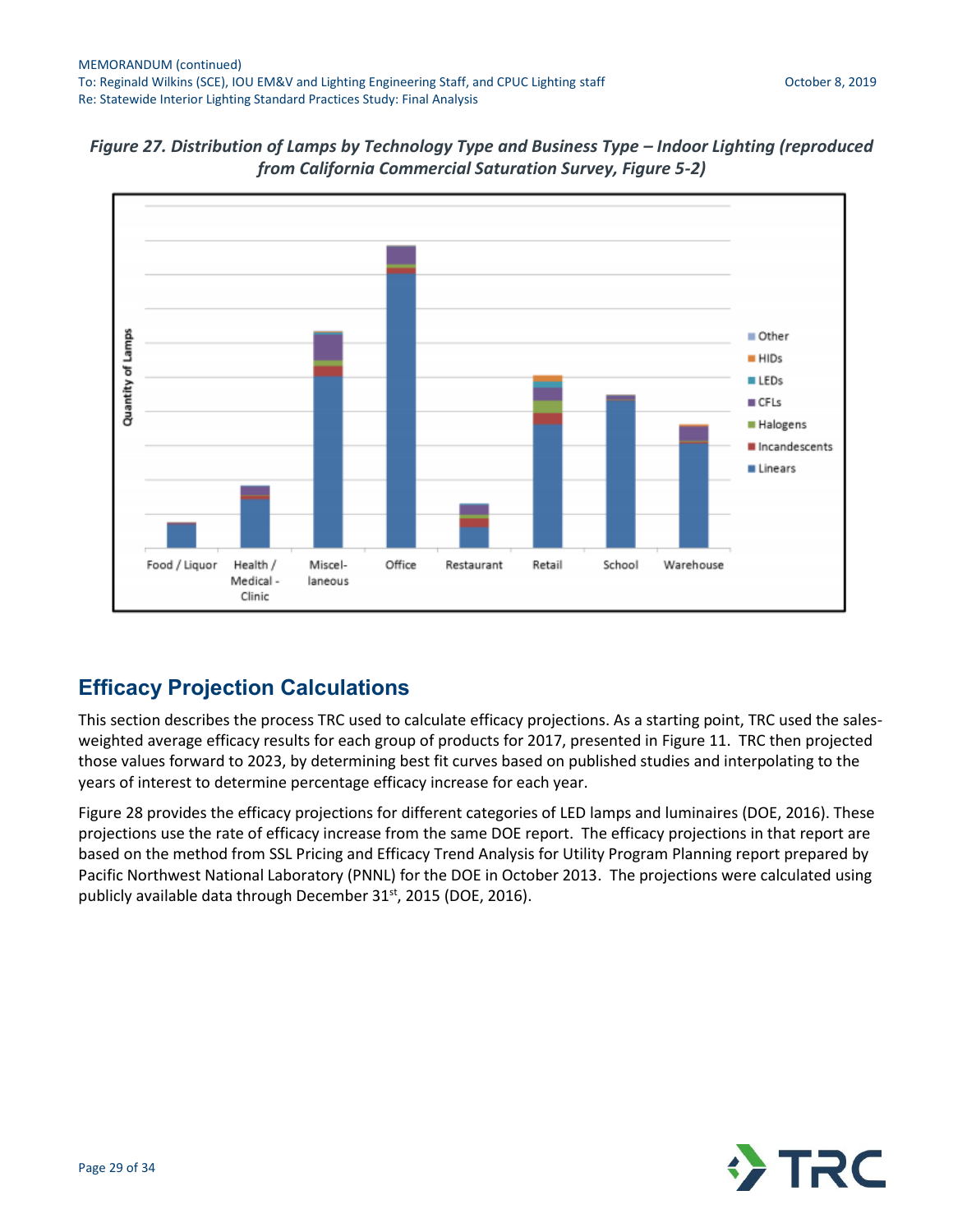*Figure 27. Distribution of Lamps by Technology Type and Business Type – Indoor Lighting (reproduced from California Commercial Saturation Survey, Figure 5-2)*

## Efficacy Projection Calculations

This section describes the process TRC used to calculate efficacy projections. As a starting point, TRC used the sales-weighted average efficacy results for each group of products for 2017, presented in Figure 11. TRC then projected those values forward to 2023, by determining best fit curves based on published studies and interpolating to the years of interest to determine percentage efficacy increase for each year.

Figure 28 provides the efficacy projections for different categories of LED lamps and luminaires (DOE, 2016). These projections use the rate of efficacy increase from the same DOE report. The efficacy projections in that report are based on the method from SSL Pricing and Efficacy Trend Analysis for Utility Program Planning report prepared by Pacific Northwest National Laboratory (PNNL) for the DOE in October 2013. The projections were calculated using publicly available data through December 31st, 2015 (DOE, 2016).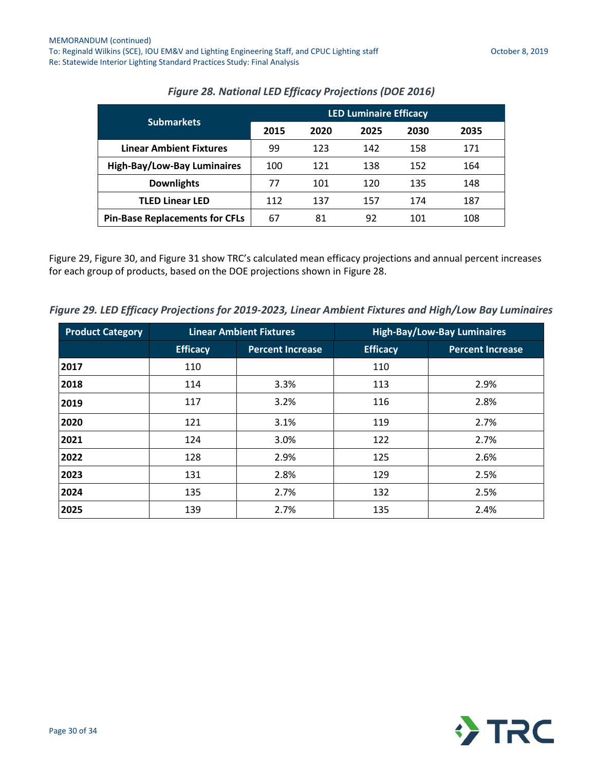*Figure 28. National LED Efficacy Projections (DOE 2016)*

| Submarkets | LED Luminaire Efficacy | | | | |
|---|---|---|---|---|---|
| | 2015 | 2020 | 2025 | 2030 | 2035 |
| **Linear Ambient Fixtures** | 99 | 123 | 142 | 158 | 171 |
| **High-Bay/Low-Bay Luminaires** | 100 | 121 | 138 | 152 | 164 |
| **Downlights** | 77 | 101 | 120 | 135 | 148 |
| **TLED Linear LED** | 112 | 137 | 157 | 174 | 187 |
| **Pin-Base Replacements for CFLs** | 67 | 81 | 92 | 101 | 108 |

Figure 29, Figure 30, and Figure 31 show TRC's calculated mean efficacy projections and annual percent increases for each group of products, based on the DOE projections shown in Figure 28.

*Figure 29. LED Efficacy Projections for 2019-2023, Linear Ambient Fixtures and High/Low Bay Luminaires*

| Product Category | Linear Ambient Fixtures | | High-Bay/Low-Bay Luminaires | |
|---|---|---|---|---|
| | Efficacy | Percent Increase | Efficacy | Percent Increase |
| **2017** | 110 | | 110 | |
| **2018** | 114 | 3.3% | 113 | 2.9% |
| **2019** | 117 | 3.2% | 116 | 2.8% |
| **2020** | 121 | 3.1% | 119 | 2.7% |
| **2021** | 124 | 3.0% | 122 | 2.7% |
| **2022** | 128 | 2.9% | 125 | 2.6% |
| **2023** | 131 | 2.8% | 129 | 2.5% |
| **2024** | 135 | 2.7% | 132 | 2.5% |
| **2025** | 139 | 2.7% | 135 | 2.4% |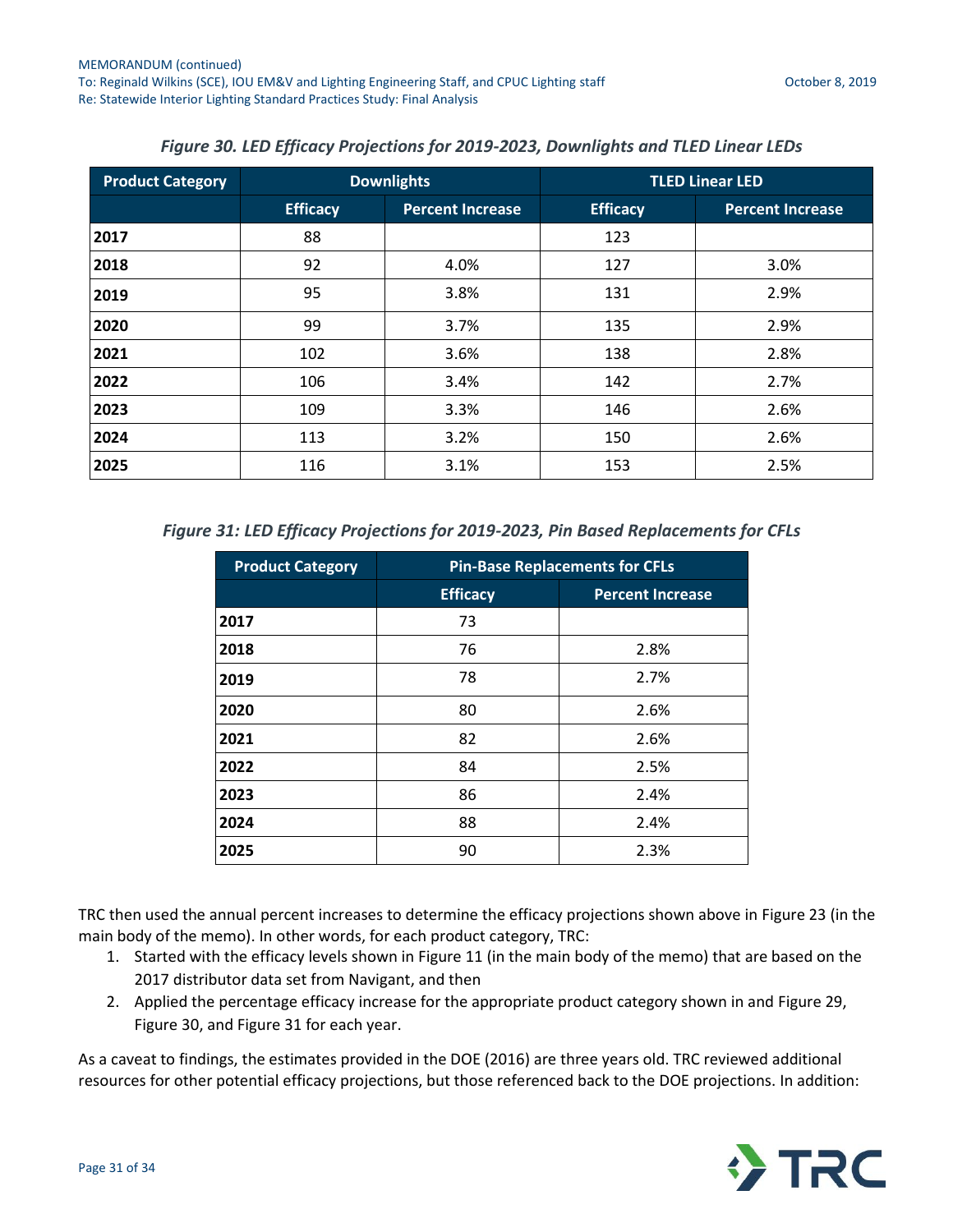*Figure 30. LED Efficacy Projections for 2019-2023, Downlights and TLED Linear LEDs*

| Product Category | Downlights | | TLED Linear LED | |
|---|---|---|---|---|
| | Efficacy | Percent Increase | Efficacy | Percent Increase |
| **2017** | 88 | | 123 | |
| **2018** | 92 | 4.0% | 127 | 3.0% |
| **2019** | 95 | 3.8% | 131 | 2.9% |
| **2020** | 99 | 3.7% | 135 | 2.9% |
| **2021** | 102 | 3.6% | 138 | 2.8% |
| **2022** | 106 | 3.4% | 142 | 2.7% |
| **2023** | 109 | 3.3% | 146 | 2.6% |
| **2024** | 113 | 3.2% | 150 | 2.6% |
| **2025** | 116 | 3.1% | 153 | 2.5% |

*Figure 31: LED Efficacy Projections for 2019-2023, Pin Based Replacements for CFLs*

| Product Category | Pin-Base Replacements for CFLs | |
|---|---|---|
| | Efficacy | Percent Increase |
| **2017** | 73 | |
| **2018** | 76 | 2.8% |
| **2019** | 78 | 2.7% |
| **2020** | 80 | 2.6% |
| **2021** | 82 | 2.6% |
| **2022** | 84 | 2.5% |
| **2023** | 86 | 2.4% |
| **2024** | 88 | 2.4% |
| **2025** | 90 | 2.3% |

TRC then used the annual percent increases to determine the efficacy projections shown above in Figure 23 (in the main body of the memo). In other words, for each product category, TRC:

1. Started with the efficacy levels shown in Figure 11 (in the main body of the memo) that are based on the 2017 distributor data set from Navigant, and then
2. Applied the percentage efficacy increase for the appropriate product category shown in and Figure 29, Figure 30, and Figure 31 for each year.

As a caveat to findings, the estimates provided in the DOE (2016) are three years old. TRC reviewed additional resources for other potential efficacy projections, but those referenced back to the DOE projections. In addition: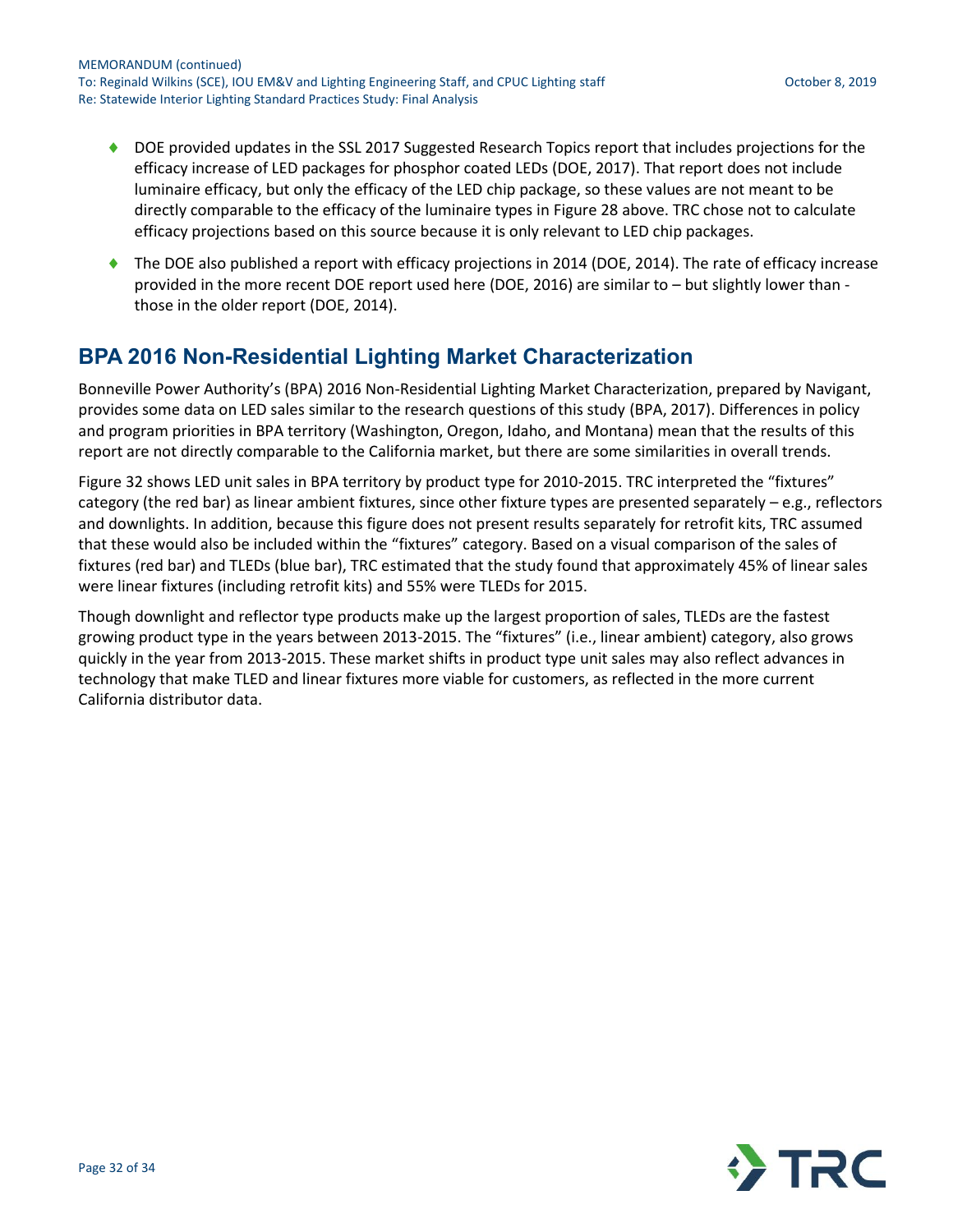- DOE provided updates in the SSL 2017 Suggested Research Topics report that includes projections for the efficacy increase of LED packages for phosphor coated LEDs (DOE, 2017). That report does not include luminaire efficacy, but only the efficacy of the LED chip package, so these values are not meant to be directly comparable to the efficacy of the luminaire types in Figure 28 above. TRC chose not to calculate efficacy projections based on this source because it is only relevant to LED chip packages.
- The DOE also published a report with efficacy projections in 2014 (DOE, 2014). The rate of efficacy increase provided in the more recent DOE report used here (DOE, 2016) are similar to – but slightly lower than - those in the older report (DOE, 2014).

## BPA 2016 Non-Residential Lighting Market Characterization

Bonneville Power Authority's (BPA) 2016 Non-Residential Lighting Market Characterization, prepared by Navigant, provides some data on LED sales similar to the research questions of this study (BPA, 2017). Differences in policy and program priorities in BPA territory (Washington, Oregon, Idaho, and Montana) mean that the results of this report are not directly comparable to the California market, but there are some similarities in overall trends.

Figure 32 shows LED unit sales in BPA territory by product type for 2010-2015. TRC interpreted the "fixtures" category (the red bar) as linear ambient fixtures, since other fixture types are presented separately – e.g., reflectors and downlights. In addition, because this figure does not present results separately for retrofit kits, TRC assumed that these would also be included within the "fixtures" category. Based on a visual comparison of the sales of fixtures (red bar) and TLEDs (blue bar), TRC estimated that the study found that approximately 45% of linear sales were linear fixtures (including retrofit kits) and 55% were TLEDs for 2015.

Though downlight and reflector type products make up the largest proportion of sales, TLEDs are the fastest growing product type in the years between 2013-2015. The "fixtures" (i.e., linear ambient) category, also grows quickly in the year from 2013-2015. These market shifts in product type unit sales may also reflect advances in technology that make TLED and linear fixtures more viable for customers, as reflected in the more current California distributor data.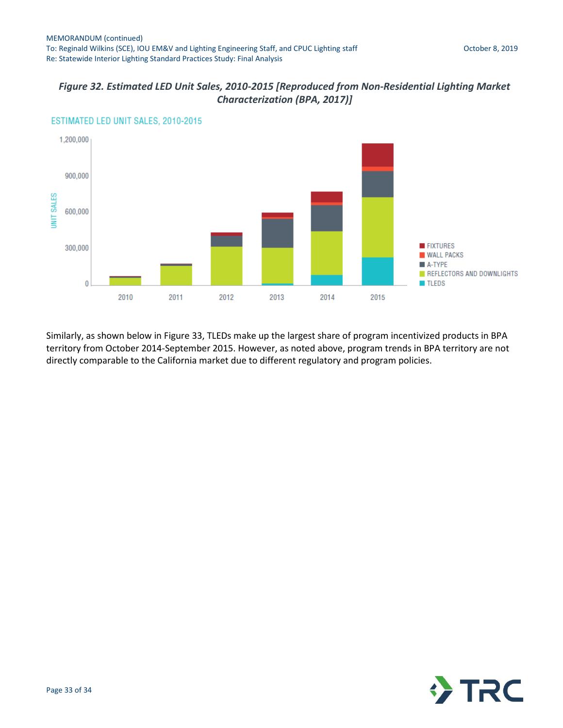*Figure 32. Estimated LED Unit Sales, 2010-2015 [Reproduced from Non-Residential Lighting Market Characterization (BPA, 2017)]*

Similarly, as shown below in Figure 33, TLEDs make up the largest share of program incentivized products in BPA territory from October 2014-September 2015. However, as noted above, program trends in BPA territory are not directly comparable to the California market due to different regulatory and program policies.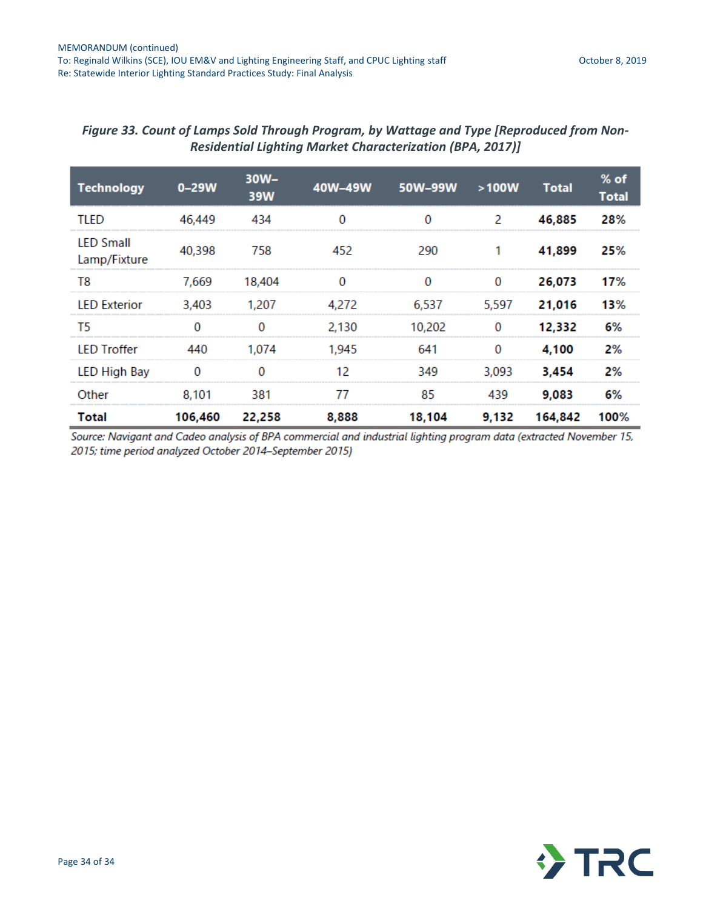*Figure 33. Count of Lamps Sold Through Program, by Wattage and Type [Reproduced from Non-Residential Lighting Market Characterization (BPA, 2017)]*

| Technology | 0–29W | 30W–39W | 40W–49W | 50W–99W | >100W | Total | % of Total |
|---|---|---|---|---|---|---|---|
| TLED | 46,449 | 434 | 0 | 0 | 2 | **46,885** | **28%** |
| LED Small Lamp/Fixture | 40,398 | 758 | 452 | 290 | 1 | **41,899** | **25%** |
| T8 | 7,669 | 18,404 | 0 | 0 | 0 | **26,073** | **17%** |
| LED Exterior | 3,403 | 1,207 | 4,272 | 6,537 | 5,597 | **21,016** | **13%** |
| T5 | 0 | 0 | 2,130 | 10,202 | 0 | **12,332** | **6%** |
| LED Troffer | 440 | 1,074 | 1,945 | 641 | 0 | **4,100** | **2%** |
| LED High Bay | 0 | 0 | 12 | 349 | 3,093 | **3,454** | **2%** |
| Other | 8,101 | 381 | 77 | 85 | 439 | **9,083** | **6%** |
| **Total** | **106,460** | **22,258** | **8,888** | **18,104** | **9,132** | **164,842** | **100%** |

*Source: Navigant and Cadeo analysis of BPA commercial and industrial lighting program data (extracted November 15, 2015; time period analyzed October 2014–September 2015)*